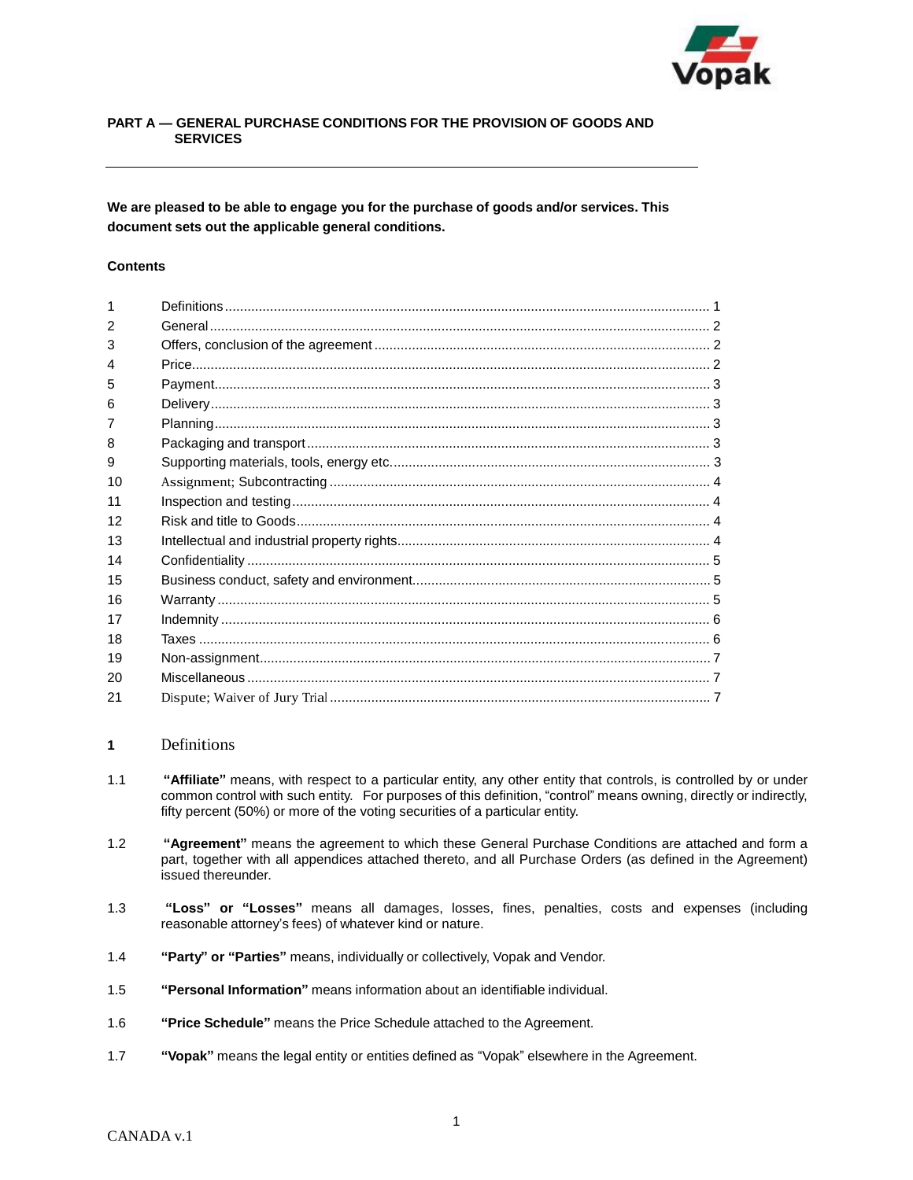## PART A — GENERAL PURCHASE CONDITIONS FOR THE PROVISION OF GOODS AND SERVICES

**We are pleased to be able to engage you for the purchase of goods and/or services. This document sets out the applicable general conditions.**

**Contents**

| | | |
|---|---|---|
| 1 | Definitions | 1 |
| 2 | General | 2 |
| 3 | Offers, conclusion of the agreement | 2 |
| 4 | Price | 2 |
| 5 | Payment | 3 |
| 6 | Delivery | 3 |
| 7 | Planning | 3 |
| 8 | Packaging and transport | 3 |
| 9 | Supporting materials, tools, energy etc. | 3 |
| 10 | Assignment; Subcontracting | 4 |
| 11 | Inspection and testing | 4 |
| 12 | Risk and title to Goods | 4 |
| 13 | Intellectual and industrial property rights | 4 |
| 14 | Confidentiality | 5 |
| 15 | Business conduct, safety and environment | 5 |
| 16 | Warranty | 5 |
| 17 | Indemnity | 6 |
| 18 | Taxes | 6 |
| 19 | Non-assignment | 7 |
| 20 | Miscellaneous | 7 |
| 21 | Dispute; Waiver of Jury Trial | 7 |

### 1 Definitions

1.1 **"Affiliate"** means, with respect to a particular entity, any other entity that controls, is controlled by or under common control with such entity. For purposes of this definition, "control" means owning, directly or indirectly, fifty percent (50%) or more of the voting securities of a particular entity.

1.2 **"Agreement"** means the agreement to which these General Purchase Conditions are attached and form a part, together with all appendices attached thereto, and all Purchase Orders (as defined in the Agreement) issued thereunder.

1.3 **"Loss" or "Losses"** means all damages, losses, fines, penalties, costs and expenses (including reasonable attorney's fees) of whatever kind or nature.

1.4 **"Party" or "Parties"** means, individually or collectively, Vopak and Vendor.

1.5 **"Personal Information"** means information about an identifiable individual.

1.6 **"Price Schedule"** means the Price Schedule attached to the Agreement.

1.7 **"Vopak"** means the legal entity or entities defined as "Vopak" elsewhere in the Agreement.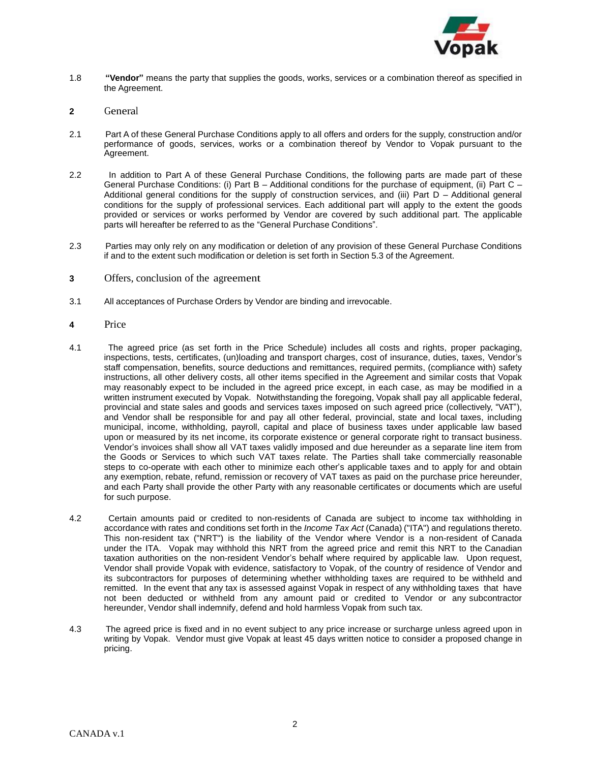1.8 **"Vendor"** means the party that supplies the goods, works, services or a combination thereof as specified in the Agreement.

## 2 General

2.1 Part A of these General Purchase Conditions apply to all offers and orders for the supply, construction and/or performance of goods, services, works or a combination thereof by Vendor to Vopak pursuant to the Agreement.

2.2 In addition to Part A of these General Purchase Conditions, the following parts are made part of these General Purchase Conditions: (i) Part B – Additional conditions for the purchase of equipment, (ii) Part C – Additional general conditions for the supply of construction services, and (iii) Part D – Additional general conditions for the supply of professional services. Each additional part will apply to the extent the goods provided or services or works performed by Vendor are covered by such additional part. The applicable parts will hereafter be referred to as the "General Purchase Conditions".

2.3 Parties may only rely on any modification or deletion of any provision of these General Purchase Conditions if and to the extent such modification or deletion is set forth in Section 5.3 of the Agreement.

## 3 Offers, conclusion of the agreement

3.1 All acceptances of Purchase Orders by Vendor are binding and irrevocable.

## 4 Price

4.1 The agreed price (as set forth in the Price Schedule) includes all costs and rights, proper packaging, inspections, tests, certificates, (un)loading and transport charges, cost of insurance, duties, taxes, Vendor's staff compensation, benefits, source deductions and remittances, required permits, (compliance with) safety instructions, all other delivery costs, all other items specified in the Agreement and similar costs that Vopak may reasonably expect to be included in the agreed price except, in each case, as may be modified in a written instrument executed by Vopak. Notwithstanding the foregoing, Vopak shall pay all applicable federal, provincial and state sales and goods and services taxes imposed on such agreed price (collectively, "VAT"), and Vendor shall be responsible for and pay all other federal, provincial, state and local taxes, including municipal, income, withholding, payroll, capital and place of business taxes under applicable law based upon or measured by its net income, its corporate existence or general corporate right to transact business. Vendor's invoices shall show all VAT taxes validly imposed and due hereunder as a separate line item from the Goods or Services to which such VAT taxes relate. The Parties shall take commercially reasonable steps to co-operate with each other to minimize each other's applicable taxes and to apply for and obtain any exemption, rebate, refund, remission or recovery of VAT taxes as paid on the purchase price hereunder, and each Party shall provide the other Party with any reasonable certificates or documents which are useful for such purpose.

4.2 Certain amounts paid or credited to non-residents of Canada are subject to income tax withholding in accordance with rates and conditions set forth in the *Income Tax Act* (Canada) ("ITA") and regulations thereto. This non-resident tax ("NRT") is the liability of the Vendor where Vendor is a non-resident of Canada under the ITA. Vopak may withhold this NRT from the agreed price and remit this NRT to the Canadian taxation authorities on the non-resident Vendor's behalf where required by applicable law. Upon request, Vendor shall provide Vopak with evidence, satisfactory to Vopak, of the country of residence of Vendor and its subcontractors for purposes of determining whether withholding taxes are required to be withheld and remitted. In the event that any tax is assessed against Vopak in respect of any withholding taxes that have not been deducted or withheld from any amount paid or credited to Vendor or any subcontractor hereunder, Vendor shall indemnify, defend and hold harmless Vopak from such tax.

4.3 The agreed price is fixed and in no event subject to any price increase or surcharge unless agreed upon in writing by Vopak. Vendor must give Vopak at least 45 days written notice to consider a proposed change in pricing.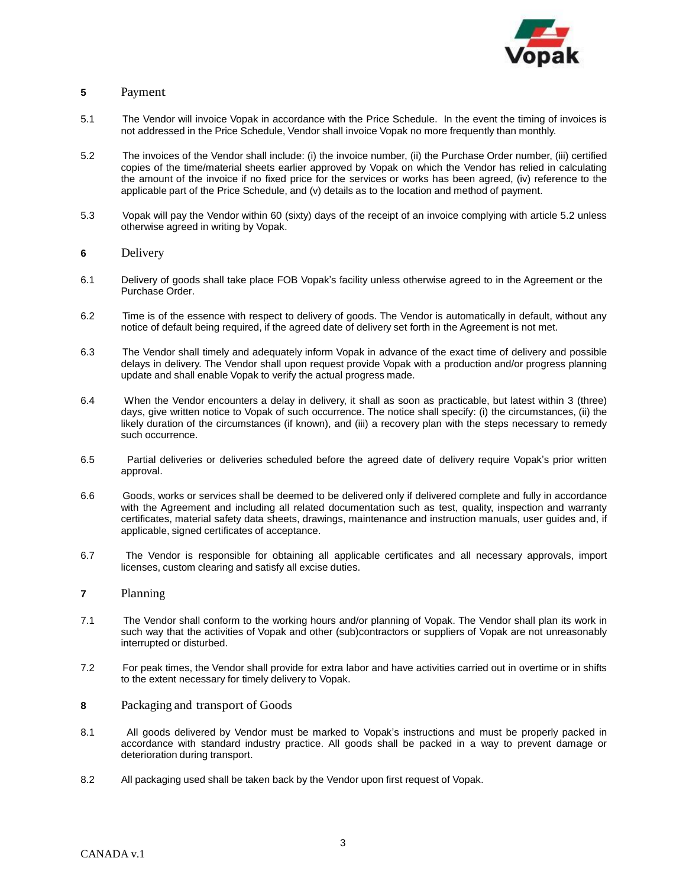## 5 Payment

5.1 The Vendor will invoice Vopak in accordance with the Price Schedule. In the event the timing of invoices is not addressed in the Price Schedule, Vendor shall invoice Vopak no more frequently than monthly.

5.2 The invoices of the Vendor shall include: (i) the invoice number, (ii) the Purchase Order number, (iii) certified copies of the time/material sheets earlier approved by Vopak on which the Vendor has relied in calculating the amount of the invoice if no fixed price for the services or works has been agreed, (iv) reference to the applicable part of the Price Schedule, and (v) details as to the location and method of payment.

5.3 Vopak will pay the Vendor within 60 (sixty) days of the receipt of an invoice complying with article 5.2 unless otherwise agreed in writing by Vopak.

## 6 Delivery

6.1 Delivery of goods shall take place FOB Vopak's facility unless otherwise agreed to in the Agreement or the Purchase Order.

6.2 Time is of the essence with respect to delivery of goods. The Vendor is automatically in default, without any notice of default being required, if the agreed date of delivery set forth in the Agreement is not met.

6.3 The Vendor shall timely and adequately inform Vopak in advance of the exact time of delivery and possible delays in delivery. The Vendor shall upon request provide Vopak with a production and/or progress planning update and shall enable Vopak to verify the actual progress made.

6.4 When the Vendor encounters a delay in delivery, it shall as soon as practicable, but latest within 3 (three) days, give written notice to Vopak of such occurrence. The notice shall specify: (i) the circumstances, (ii) the likely duration of the circumstances (if known), and (iii) a recovery plan with the steps necessary to remedy such occurrence.

6.5 Partial deliveries or deliveries scheduled before the agreed date of delivery require Vopak's prior written approval.

6.6 Goods, works or services shall be deemed to be delivered only if delivered complete and fully in accordance with the Agreement and including all related documentation such as test, quality, inspection and warranty certificates, material safety data sheets, drawings, maintenance and instruction manuals, user guides and, if applicable, signed certificates of acceptance.

6.7 The Vendor is responsible for obtaining all applicable certificates and all necessary approvals, import licenses, custom clearing and satisfy all excise duties.

## 7 Planning

7.1 The Vendor shall conform to the working hours and/or planning of Vopak. The Vendor shall plan its work in such way that the activities of Vopak and other (sub)contractors or suppliers of Vopak are not unreasonably interrupted or disturbed.

7.2 For peak times, the Vendor shall provide for extra labor and have activities carried out in overtime or in shifts to the extent necessary for timely delivery to Vopak.

## 8 Packaging and transport of Goods

8.1 All goods delivered by Vendor must be marked to Vopak's instructions and must be properly packed in accordance with standard industry practice. All goods shall be packed in a way to prevent damage or deterioration during transport.

8.2 All packaging used shall be taken back by the Vendor upon first request of Vopak.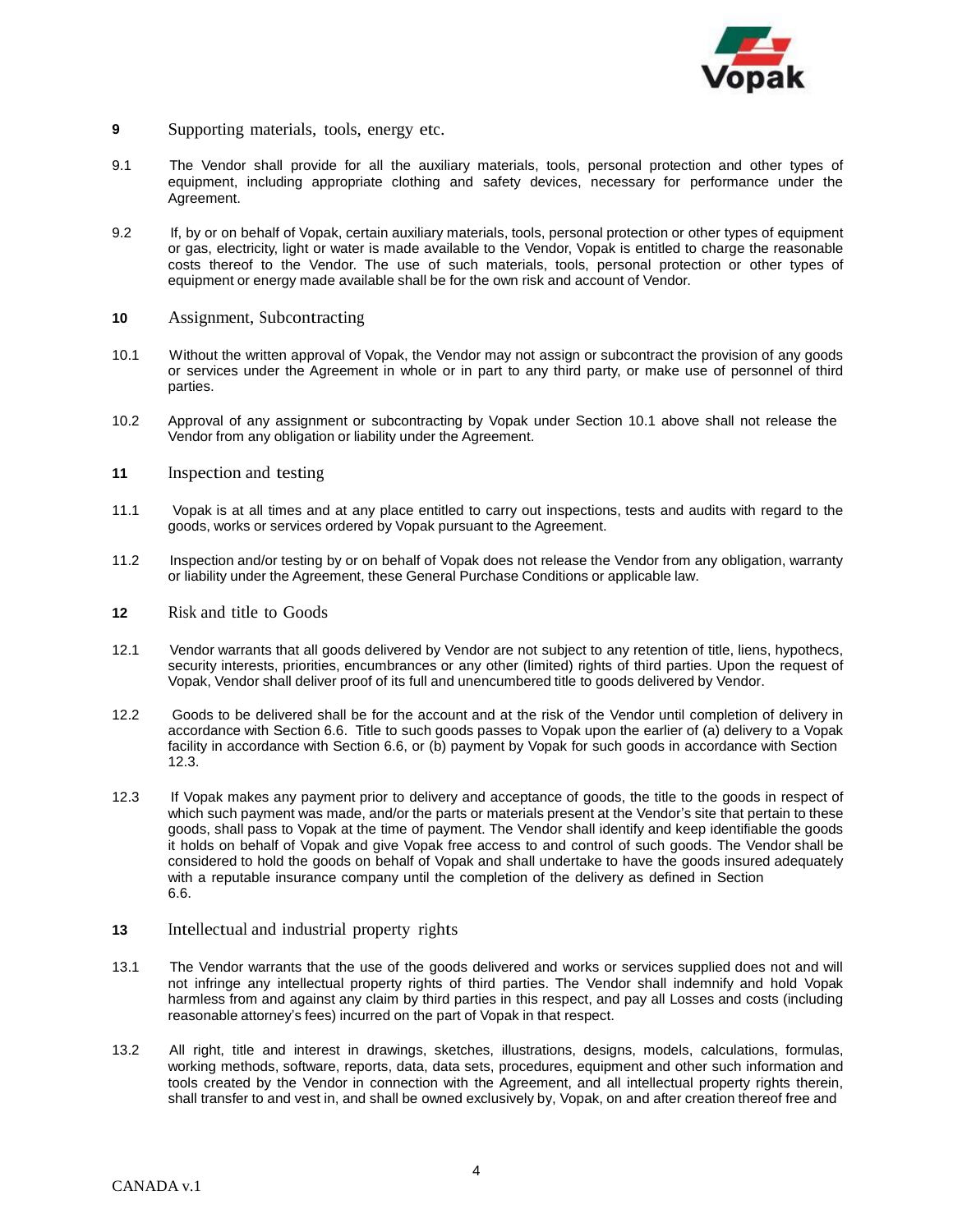## 9 Supporting materials, tools, energy etc.

9.1 The Vendor shall provide for all the auxiliary materials, tools, personal protection and other types of equipment, including appropriate clothing and safety devices, necessary for performance under the Agreement.

9.2 If, by or on behalf of Vopak, certain auxiliary materials, tools, personal protection or other types of equipment or gas, electricity, light or water is made available to the Vendor, Vopak is entitled to charge the reasonable costs thereof to the Vendor. The use of such materials, tools, personal protection or other types of equipment or energy made available shall be for the own risk and account of Vendor.

## 10 Assignment, Subcontracting

10.1 Without the written approval of Vopak, the Vendor may not assign or subcontract the provision of any goods or services under the Agreement in whole or in part to any third party, or make use of personnel of third parties.

10.2 Approval of any assignment or subcontracting by Vopak under Section 10.1 above shall not release the Vendor from any obligation or liability under the Agreement.

## 11 Inspection and testing

11.1 Vopak is at all times and at any place entitled to carry out inspections, tests and audits with regard to the goods, works or services ordered by Vopak pursuant to the Agreement.

11.2 Inspection and/or testing by or on behalf of Vopak does not release the Vendor from any obligation, warranty or liability under the Agreement, these General Purchase Conditions or applicable law.

## 12 Risk and title to Goods

12.1 Vendor warrants that all goods delivered by Vendor are not subject to any retention of title, liens, hypothecs, security interests, priorities, encumbrances or any other (limited) rights of third parties. Upon the request of Vopak, Vendor shall deliver proof of its full and unencumbered title to goods delivered by Vendor.

12.2 Goods to be delivered shall be for the account and at the risk of the Vendor until completion of delivery in accordance with Section 6.6. Title to such goods passes to Vopak upon the earlier of (a) delivery to a Vopak facility in accordance with Section 6.6, or (b) payment by Vopak for such goods in accordance with Section 12.3.

12.3 If Vopak makes any payment prior to delivery and acceptance of goods, the title to the goods in respect of which such payment was made, and/or the parts or materials present at the Vendor's site that pertain to these goods, shall pass to Vopak at the time of payment. The Vendor shall identify and keep identifiable the goods it holds on behalf of Vopak and give Vopak free access to and control of such goods. The Vendor shall be considered to hold the goods on behalf of Vopak and shall undertake to have the goods insured adequately with a reputable insurance company until the completion of the delivery as defined in Section 6.6.

## 13 Intellectual and industrial property rights

13.1 The Vendor warrants that the use of the goods delivered and works or services supplied does not and will not infringe any intellectual property rights of third parties. The Vendor shall indemnify and hold Vopak harmless from and against any claim by third parties in this respect, and pay all Losses and costs (including reasonable attorney's fees) incurred on the part of Vopak in that respect.

13.2 All right, title and interest in drawings, sketches, illustrations, designs, models, calculations, formulas, working methods, software, reports, data, data sets, procedures, equipment and other such information and tools created by the Vendor in connection with the Agreement, and all intellectual property rights therein, shall transfer to and vest in, and shall be owned exclusively by, Vopak, on and after creation thereof free and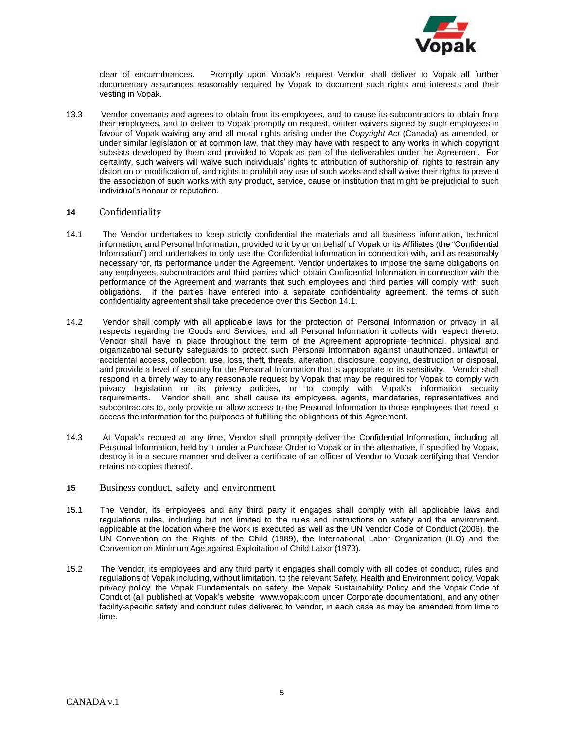clear of encumbrances. Promptly upon Vopak's request Vendor shall deliver to Vopak all further documentary assurances reasonably required by Vopak to document such rights and interests and their vesting in Vopak.

13.3 Vendor covenants and agrees to obtain from its employees, and to cause its subcontractors to obtain from their employees, and to deliver to Vopak promptly on request, written waivers signed by such employees in favour of Vopak waiving any and all moral rights arising under the *Copyright Act* (Canada) as amended, or under similar legislation or at common law, that they may have with respect to any works in which copyright subsists developed by them and provided to Vopak as part of the deliverables under the Agreement. For certainty, such waivers will waive such individuals' rights to attribution of authorship of, rights to restrain any distortion or modification of, and rights to prohibit any use of such works and shall waive their rights to prevent the association of such works with any product, service, cause or institution that might be prejudicial to such individual's honour or reputation.

## 14 Confidentiality

14.1 The Vendor undertakes to keep strictly confidential the materials and all business information, technical information, and Personal Information, provided to it by or on behalf of Vopak or its Affiliates (the "Confidential Information") and undertakes to only use the Confidential Information in connection with, and as reasonably necessary for, its performance under the Agreement. Vendor undertakes to impose the same obligations on any employees, subcontractors and third parties which obtain Confidential Information in connection with the performance of the Agreement and warrants that such employees and third parties will comply with such obligations. If the parties have entered into a separate confidentiality agreement, the terms of such confidentiality agreement shall take precedence over this Section 14.1.

14.2 Vendor shall comply with all applicable laws for the protection of Personal Information or privacy in all respects regarding the Goods and Services, and all Personal Information it collects with respect thereto. Vendor shall have in place throughout the term of the Agreement appropriate technical, physical and organizational security safeguards to protect such Personal Information against unauthorized, unlawful or accidental access, collection, use, loss, theft, threats, alteration, disclosure, copying, destruction or disposal, and provide a level of security for the Personal Information that is appropriate to its sensitivity. Vendor shall respond in a timely way to any reasonable request by Vopak that may be required for Vopak to comply with privacy legislation or its privacy policies, or to comply with Vopak's information security requirements. Vendor shall, and shall cause its employees, agents, mandataries, representatives and subcontractors to, only provide or allow access to the Personal Information to those employees that need to access the information for the purposes of fulfilling the obligations of this Agreement.

14.3 At Vopak's request at any time, Vendor shall promptly deliver the Confidential Information, including all Personal Information, held by it under a Purchase Order to Vopak or in the alternative, if specified by Vopak, destroy it in a secure manner and deliver a certificate of an officer of Vendor to Vopak certifying that Vendor retains no copies thereof.

## 15 Business conduct, safety and environment

15.1 The Vendor, its employees and any third party it engages shall comply with all applicable laws and regulations rules, including but not limited to the rules and instructions on safety and the environment, applicable at the location where the work is executed as well as the UN Vendor Code of Conduct (2006), the UN Convention on the Rights of the Child (1989), the International Labor Organization (ILO) and the Convention on Minimum Age against Exploitation of Child Labor (1973).

15.2 The Vendor, its employees and any third party it engages shall comply with all codes of conduct, rules and regulations of Vopak including, without limitation, to the relevant Safety, Health and Environment policy, Vopak privacy policy, the Vopak Fundamentals on safety, the Vopak Sustainability Policy and the Vopak Code of Conduct (all published at Vopak's website www.vopak.com under Corporate documentation), and any other facility-specific safety and conduct rules delivered to Vendor, in each case as may be amended from time to time.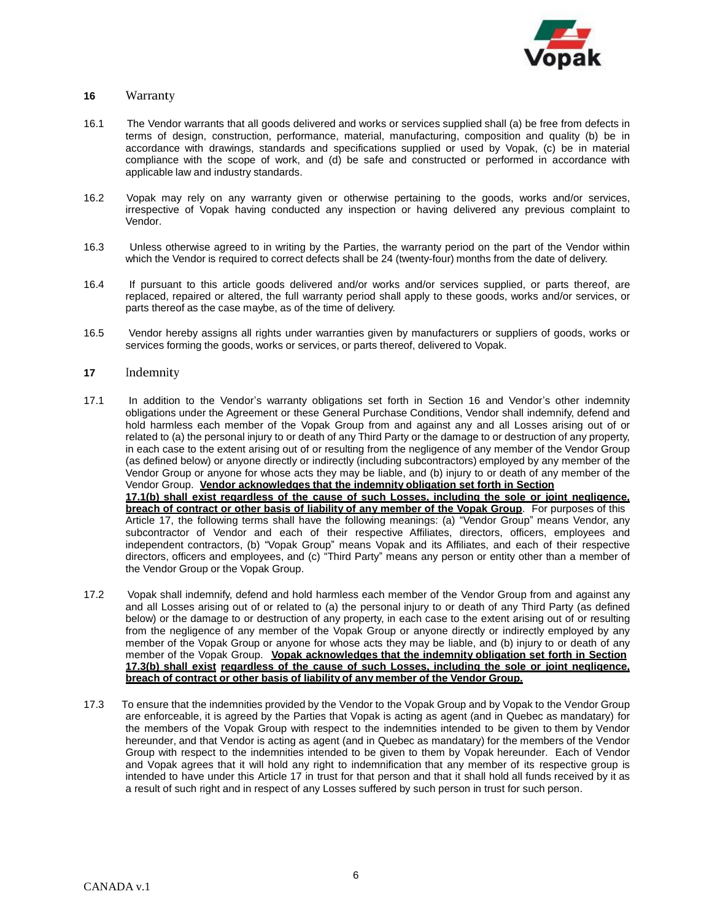## 16 Warranty

16.1 The Vendor warrants that all goods delivered and works or services supplied shall (a) be free from defects in terms of design, construction, performance, material, manufacturing, composition and quality (b) be in accordance with drawings, standards and specifications supplied or used by Vopak, (c) be in material compliance with the scope of work, and (d) be safe and constructed or performed in accordance with applicable law and industry standards.

16.2 Vopak may rely on any warranty given or otherwise pertaining to the goods, works and/or services, irrespective of Vopak having conducted any inspection or having delivered any previous complaint to Vendor.

16.3 Unless otherwise agreed to in writing by the Parties, the warranty period on the part of the Vendor within which the Vendor is required to correct defects shall be 24 (twenty-four) months from the date of delivery.

16.4 If pursuant to this article goods delivered and/or works and/or services supplied, or parts thereof, are replaced, repaired or altered, the full warranty period shall apply to these goods, works and/or services, or parts thereof as the case maybe, as of the time of delivery.

16.5 Vendor hereby assigns all rights under warranties given by manufacturers or suppliers of goods, works or services forming the goods, works or services, or parts thereof, delivered to Vopak.

## 17 Indemnity

17.1 In addition to the Vendor's warranty obligations set forth in Section 16 and Vendor's other indemnity obligations under the Agreement or these General Purchase Conditions, Vendor shall indemnify, defend and hold harmless each member of the Vopak Group from and against any and all Losses arising out of or related to (a) the personal injury to or death of any Third Party or the damage to or destruction of any property, in each case to the extent arising out of or resulting from the negligence of any member of the Vendor Group (as defined below) or anyone directly or indirectly (including subcontractors) employed by any member of the Vendor Group or anyone for whose acts they may be liable, and (b) injury to or death of any member of the Vendor Group. **Vendor acknowledges that the indemnity obligation set forth in Section 17.1(b) shall exist regardless of the cause of such Losses, including the sole or joint negligence, breach of contract or other basis of liability of any member of the Vopak Group**. For purposes of this Article 17, the following terms shall have the following meanings: (a) "Vendor Group" means Vendor, any subcontractor of Vendor and each of their respective Affiliates, directors, officers, employees and independent contractors, (b) "Vopak Group" means Vopak and its Affiliates, and each of their respective directors, officers and employees, and (c) "Third Party" means any person or entity other than a member of the Vendor Group or the Vopak Group.

17.2 Vopak shall indemnify, defend and hold harmless each member of the Vendor Group from and against any and all Losses arising out of or related to (a) the personal injury to or death of any Third Party (as defined below) or the damage to or destruction of any property, in each case to the extent arising out of or resulting from the negligence of any member of the Vopak Group or anyone directly or indirectly employed by any member of the Vopak Group or anyone for whose acts they may be liable, and (b) injury to or death of any member of the Vopak Group. **Vopak acknowledges that the indemnity obligation set forth in Section 17.3(b) shall exist regardless of the cause of such Losses, including the sole or joint negligence, breach of contract or other basis of liability of any member of the Vendor Group.**

17.3 To ensure that the indemnities provided by the Vendor to the Vopak Group and by Vopak to the Vendor Group are enforceable, it is agreed by the Parties that Vopak is acting as agent (and in Quebec as mandatary) for the members of the Vopak Group with respect to the indemnities intended to be given to them by Vendor hereunder, and that Vendor is acting as agent (and in Quebec as mandatary) for the members of the Vendor Group with respect to the indemnities intended to be given to them by Vopak hereunder. Each of Vendor and Vopak agrees that it will hold any right to indemnification that any member of its respective group is intended to have under this Article 17 in trust for that person and that it shall hold all funds received by it as a result of such right and in respect of any Losses suffered by such person in trust for such person.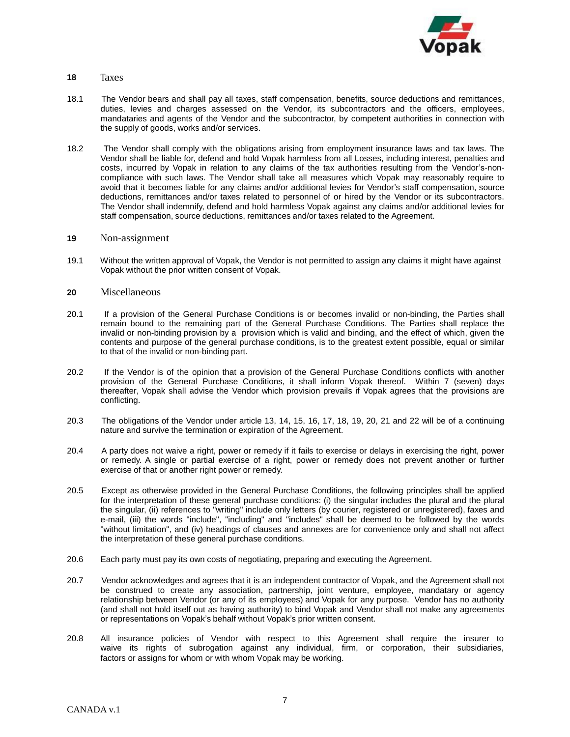## 18 Taxes

18.1 The Vendor bears and shall pay all taxes, staff compensation, benefits, source deductions and remittances, duties, levies and charges assessed on the Vendor, its subcontractors and the officers, employees, mandataries and agents of the Vendor and the subcontractor, by competent authorities in connection with the supply of goods, works and/or services.

18.2 The Vendor shall comply with the obligations arising from employment insurance laws and tax laws. The Vendor shall be liable for, defend and hold Vopak harmless from all Losses, including interest, penalties and costs, incurred by Vopak in relation to any claims of the tax authorities resulting from the Vendor's-non-compliance with such laws. The Vendor shall take all measures which Vopak may reasonably require to avoid that it becomes liable for any claims and/or additional levies for Vendor's staff compensation, source deductions, remittances and/or taxes related to personnel of or hired by the Vendor or its subcontractors. The Vendor shall indemnify, defend and hold harmless Vopak against any claims and/or additional levies for staff compensation, source deductions, remittances and/or taxes related to the Agreement.

## 19 Non-assignment

19.1 Without the written approval of Vopak, the Vendor is not permitted to assign any claims it might have against Vopak without the prior written consent of Vopak.

## 20 Miscellaneous

20.1 If a provision of the General Purchase Conditions is or becomes invalid or non-binding, the Parties shall remain bound to the remaining part of the General Purchase Conditions. The Parties shall replace the invalid or non-binding provision by a provision which is valid and binding, and the effect of which, given the contents and purpose of the general purchase conditions, is to the greatest extent possible, equal or similar to that of the invalid or non-binding part.

20.2 If the Vendor is of the opinion that a provision of the General Purchase Conditions conflicts with another provision of the General Purchase Conditions, it shall inform Vopak thereof. Within 7 (seven) days thereafter, Vopak shall advise the Vendor which provision prevails if Vopak agrees that the provisions are conflicting.

20.3 The obligations of the Vendor under article 13, 14, 15, 16, 17, 18, 19, 20, 21 and 22 will be of a continuing nature and survive the termination or expiration of the Agreement.

20.4 A party does not waive a right, power or remedy if it fails to exercise or delays in exercising the right, power or remedy. A single or partial exercise of a right, power or remedy does not prevent another or further exercise of that or another right power or remedy.

20.5 Except as otherwise provided in the General Purchase Conditions, the following principles shall be applied for the interpretation of these general purchase conditions: (i) the singular includes the plural and the plural the singular, (ii) references to "writing" include only letters (by courier, registered or unregistered), faxes and e-mail, (iii) the words "include", "including" and "includes" shall be deemed to be followed by the words "without limitation", and (iv) headings of clauses and annexes are for convenience only and shall not affect the interpretation of these general purchase conditions.

20.6 Each party must pay its own costs of negotiating, preparing and executing the Agreement.

20.7 Vendor acknowledges and agrees that it is an independent contractor of Vopak, and the Agreement shall not be construed to create any association, partnership, joint venture, employee, mandatary or agency relationship between Vendor (or any of its employees) and Vopak for any purpose. Vendor has no authority (and shall not hold itself out as having authority) to bind Vopak and Vendor shall not make any agreements or representations on Vopak's behalf without Vopak's prior written consent.

20.8 All insurance policies of Vendor with respect to this Agreement shall require the insurer to waive its rights of subrogation against any individual, firm, or corporation, their subsidiaries, factors or assigns for whom or with whom Vopak may be working.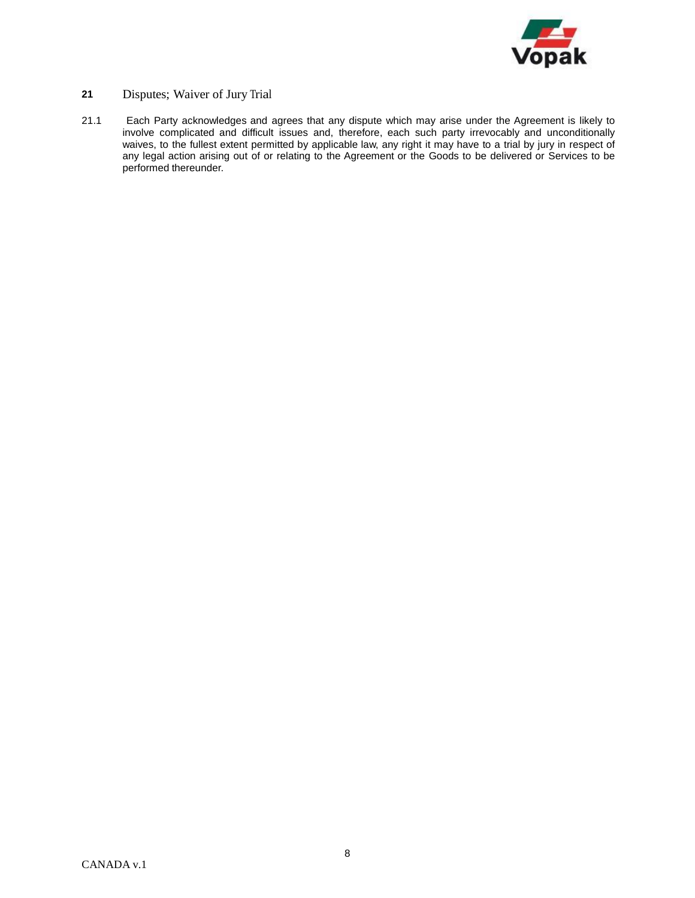## 21 Disputes; Waiver of Jury Trial

21.1 Each Party acknowledges and agrees that any dispute which may arise under the Agreement is likely to involve complicated and difficult issues and, therefore, each such party irrevocably and unconditionally waives, to the fullest extent permitted by applicable law, any right it may have to a trial by jury in respect of any legal action arising out of or relating to the Agreement or the Goods to be delivered or Services to be performed thereunder.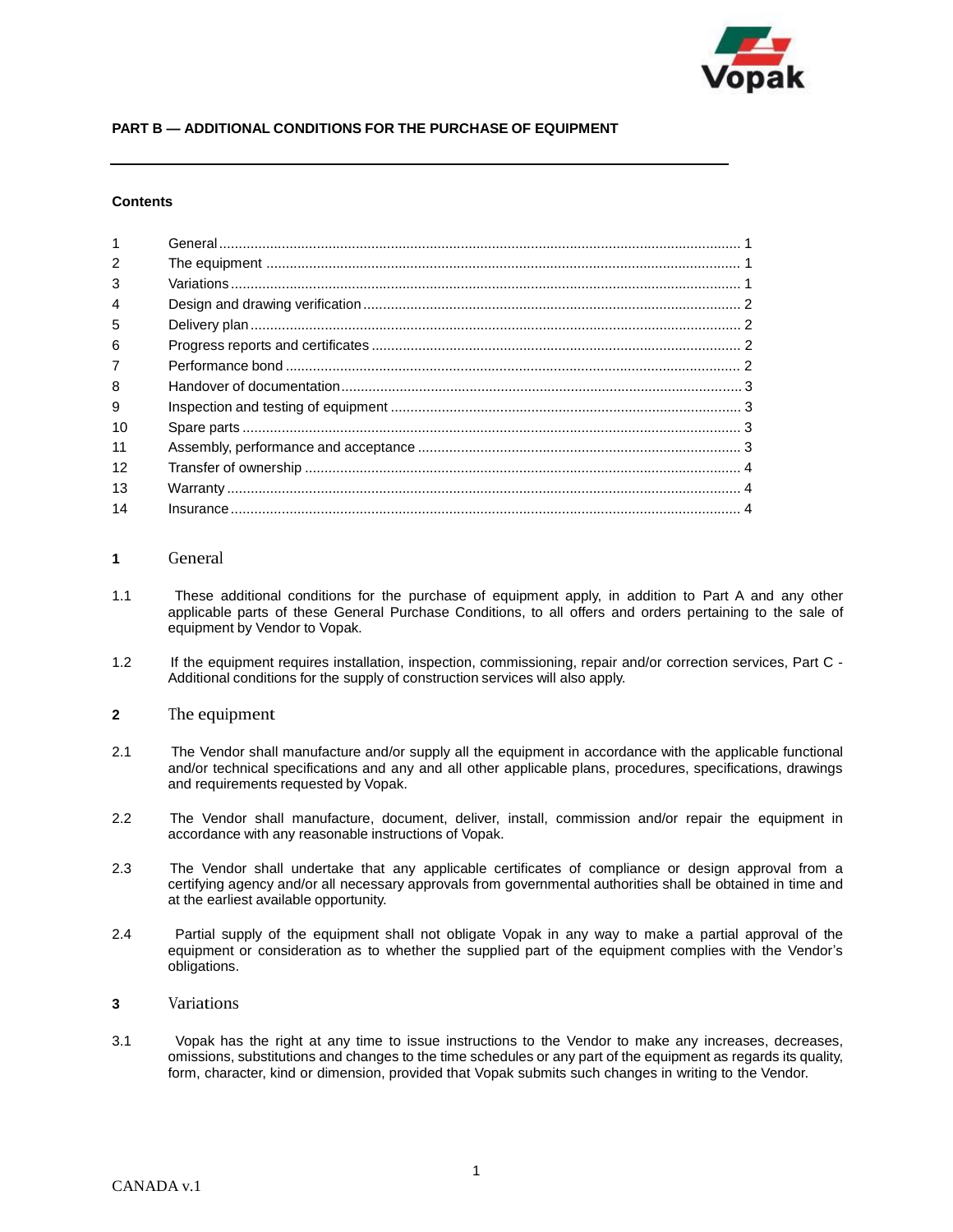**PART B — ADDITIONAL CONDITIONS FOR THE PURCHASE OF EQUIPMENT**

**Contents**

| | | |
|---|---|---|
| 1 | General | 1 |
| 2 | The equipment | 1 |
| 3 | Variations | 1 |
| 4 | Design and drawing verification | 2 |
| 5 | Delivery plan | 2 |
| 6 | Progress reports and certificates | 2 |
| 7 | Performance bond | 2 |
| 8 | Handover of documentation | 3 |
| 9 | Inspection and testing of equipment | 3 |
| 10 | Spare parts | 3 |
| 11 | Assembly, performance and acceptance | 3 |
| 12 | Transfer of ownership | 4 |
| 13 | Warranty | 4 |
| 14 | Insurance | 4 |

## 1 General

1.1 These additional conditions for the purchase of equipment apply, in addition to Part A and any other applicable parts of these General Purchase Conditions, to all offers and orders pertaining to the sale of equipment by Vendor to Vopak.

1.2 If the equipment requires installation, inspection, commissioning, repair and/or correction services, Part C - Additional conditions for the supply of construction services will also apply.

## 2 The equipment

2.1 The Vendor shall manufacture and/or supply all the equipment in accordance with the applicable functional and/or technical specifications and any and all other applicable plans, procedures, specifications, drawings and requirements requested by Vopak.

2.2 The Vendor shall manufacture, document, deliver, install, commission and/or repair the equipment in accordance with any reasonable instructions of Vopak.

2.3 The Vendor shall undertake that any applicable certificates of compliance or design approval from a certifying agency and/or all necessary approvals from governmental authorities shall be obtained in time and at the earliest available opportunity.

2.4 Partial supply of the equipment shall not obligate Vopak in any way to make a partial approval of the equipment or consideration as to whether the supplied part of the equipment complies with the Vendor's obligations.

## 3 Variations

3.1 Vopak has the right at any time to issue instructions to the Vendor to make any increases, decreases, omissions, substitutions and changes to the time schedules or any part of the equipment as regards its quality, form, character, kind or dimension, provided that Vopak submits such changes in writing to the Vendor.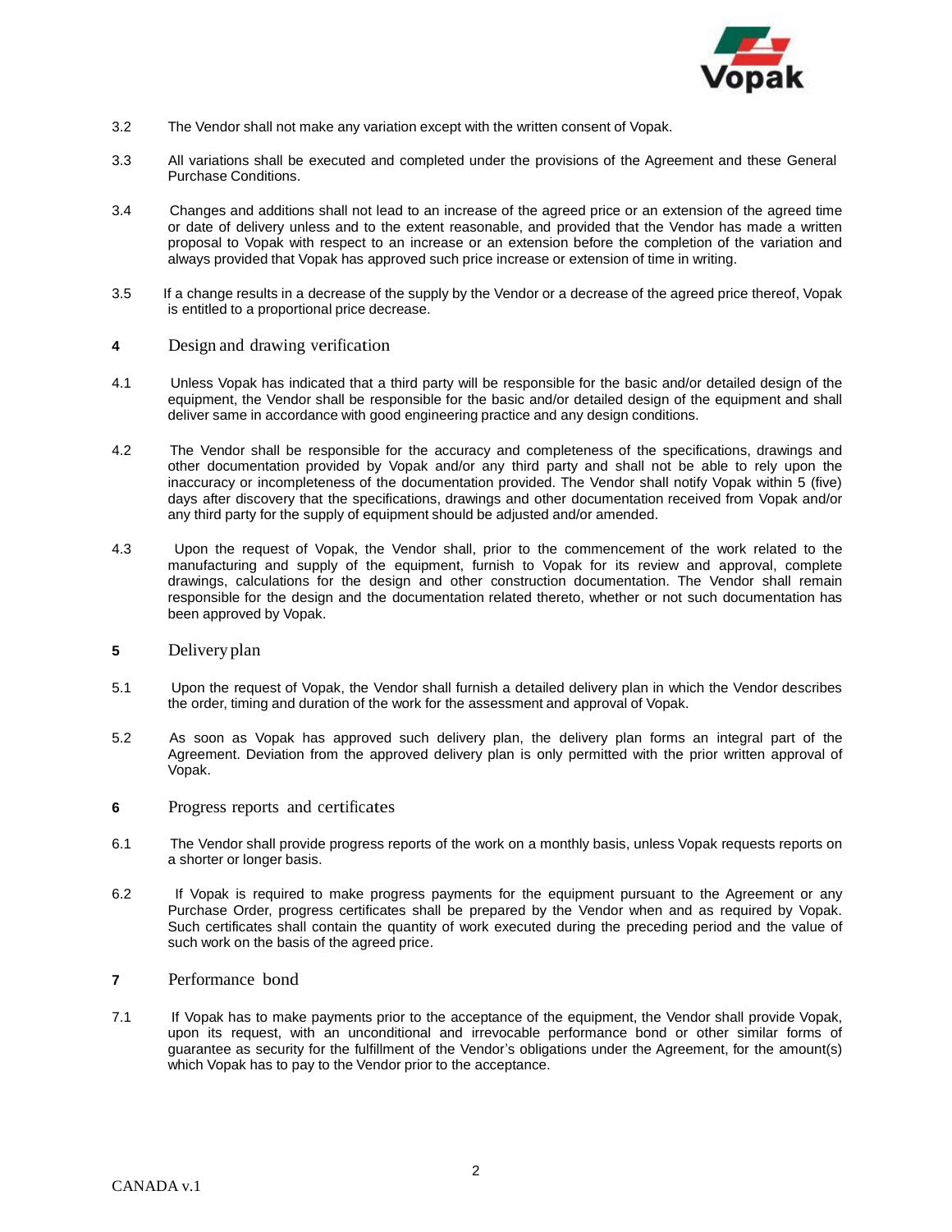3.2 The Vendor shall not make any variation except with the written consent of Vopak.

3.3 All variations shall be executed and completed under the provisions of the Agreement and these General Purchase Conditions.

3.4 Changes and additions shall not lead to an increase of the agreed price or an extension of the agreed time or date of delivery unless and to the extent reasonable, and provided that the Vendor has made a written proposal to Vopak with respect to an increase or an extension before the completion of the variation and always provided that Vopak has approved such price increase or extension of time in writing.

3.5 If a change results in a decrease of the supply by the Vendor or a decrease of the agreed price thereof, Vopak is entitled to a proportional price decrease.

## 4 Design and drawing verification

4.1 Unless Vopak has indicated that a third party will be responsible for the basic and/or detailed design of the equipment, the Vendor shall be responsible for the basic and/or detailed design of the equipment and shall deliver same in accordance with good engineering practice and any design conditions.

4.2 The Vendor shall be responsible for the accuracy and completeness of the specifications, drawings and other documentation provided by Vopak and/or any third party and shall not be able to rely upon the inaccuracy or incompleteness of the documentation provided. The Vendor shall notify Vopak within 5 (five) days after discovery that the specifications, drawings and other documentation received from Vopak and/or any third party for the supply of equipment should be adjusted and/or amended.

4.3 Upon the request of Vopak, the Vendor shall, prior to the commencement of the work related to the manufacturing and supply of the equipment, furnish to Vopak for its review and approval, complete drawings, calculations for the design and other construction documentation. The Vendor shall remain responsible for the design and the documentation related thereto, whether or not such documentation has been approved by Vopak.

## 5 Delivery plan

5.1 Upon the request of Vopak, the Vendor shall furnish a detailed delivery plan in which the Vendor describes the order, timing and duration of the work for the assessment and approval of Vopak.

5.2 As soon as Vopak has approved such delivery plan, the delivery plan forms an integral part of the Agreement. Deviation from the approved delivery plan is only permitted with the prior written approval of Vopak.

## 6 Progress reports and certificates

6.1 The Vendor shall provide progress reports of the work on a monthly basis, unless Vopak requests reports on a shorter or longer basis.

6.2 If Vopak is required to make progress payments for the equipment pursuant to the Agreement or any Purchase Order, progress certificates shall be prepared by the Vendor when and as required by Vopak. Such certificates shall contain the quantity of work executed during the preceding period and the value of such work on the basis of the agreed price.

## 7 Performance bond

7.1 If Vopak has to make payments prior to the acceptance of the equipment, the Vendor shall provide Vopak, upon its request, with an unconditional and irrevocable performance bond or other similar forms of guarantee as security for the fulfillment of the Vendor's obligations under the Agreement, for the amount(s) which Vopak has to pay to the Vendor prior to the acceptance.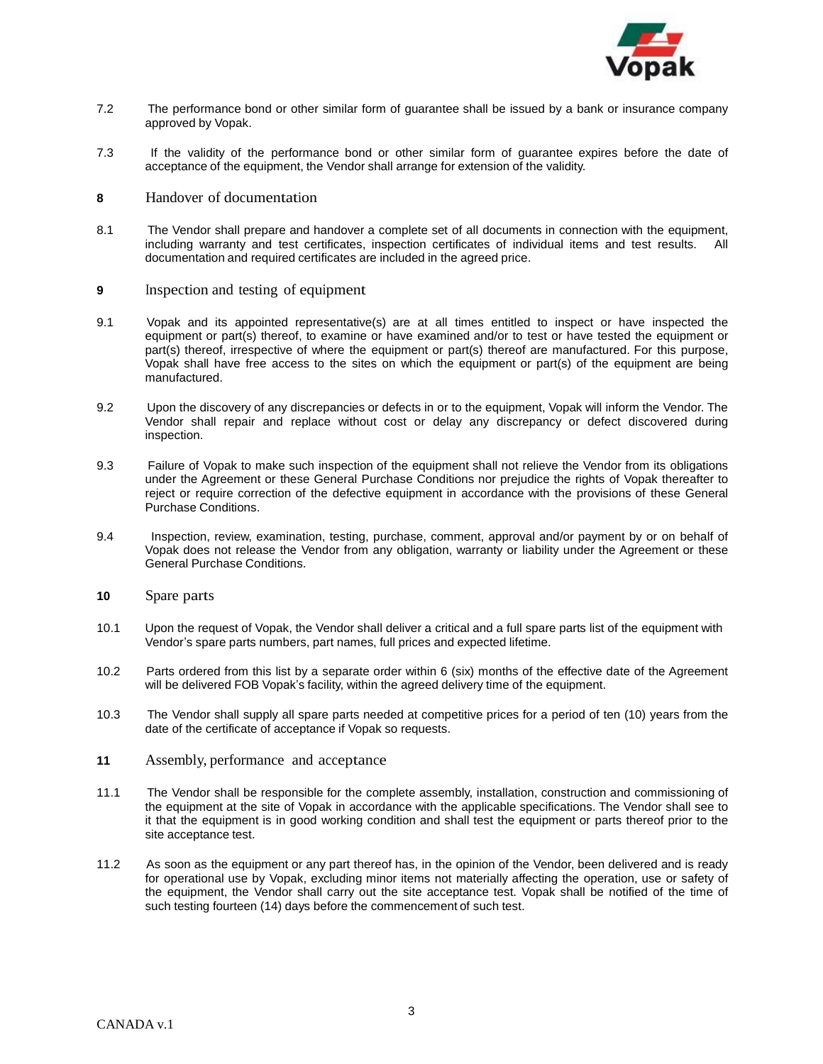7.2 The performance bond or other similar form of guarantee shall be issued by a bank or insurance company approved by Vopak.

7.3 If the validity of the performance bond or other similar form of guarantee expires before the date of acceptance of the equipment, the Vendor shall arrange for extension of the validity.

## 8 Handover of documentation

8.1 The Vendor shall prepare and handover a complete set of all documents in connection with the equipment, including warranty and test certificates, inspection certificates of individual items and test results. All documentation and required certificates are included in the agreed price.

## 9 Inspection and testing of equipment

9.1 Vopak and its appointed representative(s) are at all times entitled to inspect or have inspected the equipment or part(s) thereof, to examine or have examined and/or to test or have tested the equipment or part(s) thereof, irrespective of where the equipment or part(s) thereof are manufactured. For this purpose, Vopak shall have free access to the sites on which the equipment or part(s) of the equipment are being manufactured.

9.2 Upon the discovery of any discrepancies or defects in or to the equipment, Vopak will inform the Vendor. The Vendor shall repair and replace without cost or delay any discrepancy or defect discovered during inspection.

9.3 Failure of Vopak to make such inspection of the equipment shall not relieve the Vendor from its obligations under the Agreement or these General Purchase Conditions nor prejudice the rights of Vopak thereafter to reject or require correction of the defective equipment in accordance with the provisions of these General Purchase Conditions.

9.4 Inspection, review, examination, testing, purchase, comment, approval and/or payment by or on behalf of Vopak does not release the Vendor from any obligation, warranty or liability under the Agreement or these General Purchase Conditions.

## 10 Spare parts

10.1 Upon the request of Vopak, the Vendor shall deliver a critical and a full spare parts list of the equipment with Vendor's spare parts numbers, part names, full prices and expected lifetime.

10.2 Parts ordered from this list by a separate order within 6 (six) months of the effective date of the Agreement will be delivered FOB Vopak's facility, within the agreed delivery time of the equipment.

10.3 The Vendor shall supply all spare parts needed at competitive prices for a period of ten (10) years from the date of the certificate of acceptance if Vopak so requests.

## 11 Assembly, performance and acceptance

11.1 The Vendor shall be responsible for the complete assembly, installation, construction and commissioning of the equipment at the site of Vopak in accordance with the applicable specifications. The Vendor shall see to it that the equipment is in good working condition and shall test the equipment or parts thereof prior to the site acceptance test.

11.2 As soon as the equipment or any part thereof has, in the opinion of the Vendor, been delivered and is ready for operational use by Vopak, excluding minor items not materially affecting the operation, use or safety of the equipment, the Vendor shall carry out the site acceptance test. Vopak shall be notified of the time of such testing fourteen (14) days before the commencement of such test.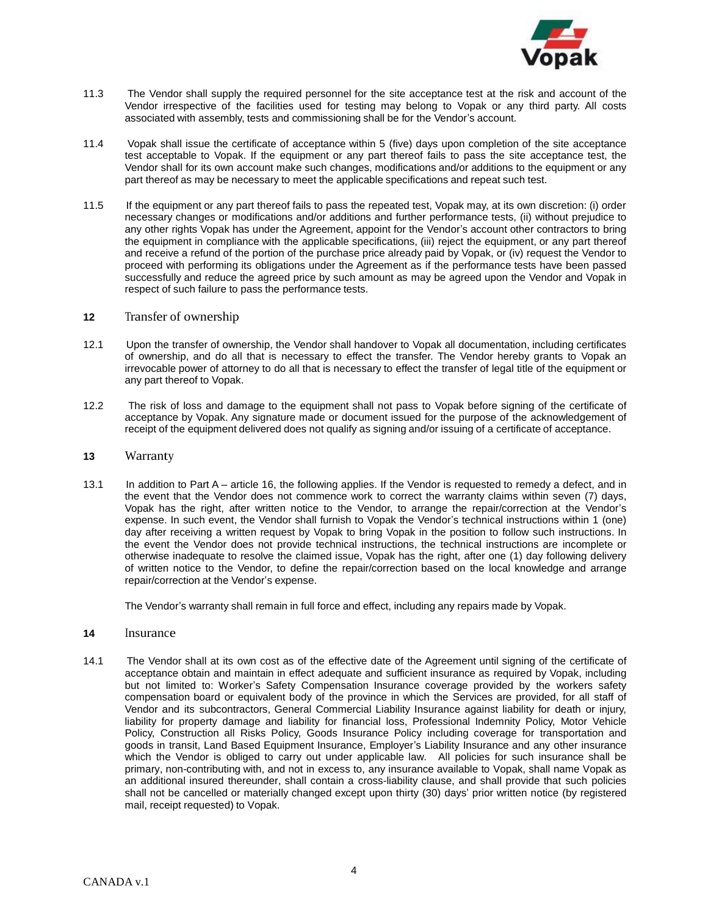11.3 The Vendor shall supply the required personnel for the site acceptance test at the risk and account of the Vendor irrespective of the facilities used for testing may belong to Vopak or any third party. All costs associated with assembly, tests and commissioning shall be for the Vendor's account.

11.4 Vopak shall issue the certificate of acceptance within 5 (five) days upon completion of the site acceptance test acceptable to Vopak. If the equipment or any part thereof fails to pass the site acceptance test, the Vendor shall for its own account make such changes, modifications and/or additions to the equipment or any part thereof as may be necessary to meet the applicable specifications and repeat such test.

11.5 If the equipment or any part thereof fails to pass the repeated test, Vopak may, at its own discretion: (i) order necessary changes or modifications and/or additions and further performance tests, (ii) without prejudice to any other rights Vopak has under the Agreement, appoint for the Vendor's account other contractors to bring the equipment in compliance with the applicable specifications, (iii) reject the equipment, or any part thereof and receive a refund of the portion of the purchase price already paid by Vopak, or (iv) request the Vendor to proceed with performing its obligations under the Agreement as if the performance tests have been passed successfully and reduce the agreed price by such amount as may be agreed upon the Vendor and Vopak in respect of such failure to pass the performance tests.

## 12 Transfer of ownership

12.1 Upon the transfer of ownership, the Vendor shall handover to Vopak all documentation, including certificates of ownership, and do all that is necessary to effect the transfer. The Vendor hereby grants to Vopak an irrevocable power of attorney to do all that is necessary to effect the transfer of legal title of the equipment or any part thereof to Vopak.

12.2 The risk of loss and damage to the equipment shall not pass to Vopak before signing of the certificate of acceptance by Vopak. Any signature made or document issued for the purpose of the acknowledgement of receipt of the equipment delivered does not qualify as signing and/or issuing of a certificate of acceptance.

## 13 Warranty

13.1 In addition to Part A – article 16, the following applies. If the Vendor is requested to remedy a defect, and in the event that the Vendor does not commence work to correct the warranty claims within seven (7) days, Vopak has the right, after written notice to the Vendor, to arrange the repair/correction at the Vendor's expense. In such event, the Vendor shall furnish to Vopak the Vendor's technical instructions within 1 (one) day after receiving a written request by Vopak to bring Vopak in the position to follow such instructions. In the event the Vendor does not provide technical instructions, the technical instructions are incomplete or otherwise inadequate to resolve the claimed issue, Vopak has the right, after one (1) day following delivery of written notice to the Vendor, to define the repair/correction based on the local knowledge and arrange repair/correction at the Vendor's expense.

The Vendor's warranty shall remain in full force and effect, including any repairs made by Vopak.

## 14 Insurance

14.1 The Vendor shall at its own cost as of the effective date of the Agreement until signing of the certificate of acceptance obtain and maintain in effect adequate and sufficient insurance as required by Vopak, including but not limited to: Worker's Safety Compensation Insurance coverage provided by the workers safety compensation board or equivalent body of the province in which the Services are provided, for all staff of Vendor and its subcontractors, General Commercial Liability Insurance against liability for death or injury, liability for property damage and liability for financial loss, Professional Indemnity Policy, Motor Vehicle Policy, Construction all Risks Policy, Goods Insurance Policy including coverage for transportation and goods in transit, Land Based Equipment Insurance, Employer's Liability Insurance and any other insurance which the Vendor is obliged to carry out under applicable law. All policies for such insurance shall be primary, non-contributing with, and not in excess to, any insurance available to Vopak, shall name Vopak as an additional insured thereunder, shall contain a cross-liability clause, and shall provide that such policies shall not be cancelled or materially changed except upon thirty (30) days' prior written notice (by registered mail, receipt requested) to Vopak.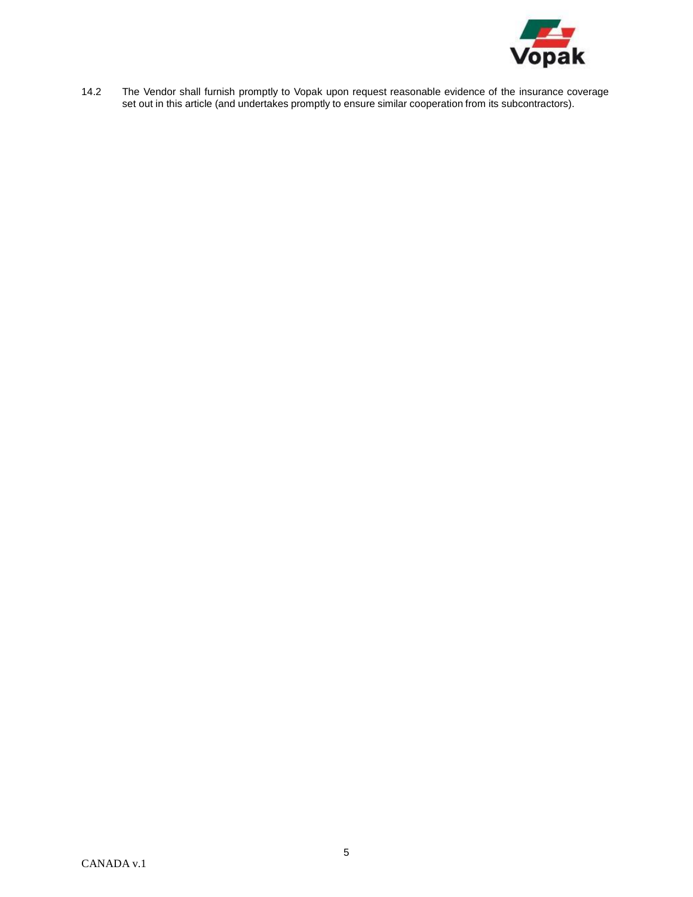14.2 The Vendor shall furnish promptly to Vopak upon request reasonable evidence of the insurance coverage set out in this article (and undertakes promptly to ensure similar cooperation from its subcontractors).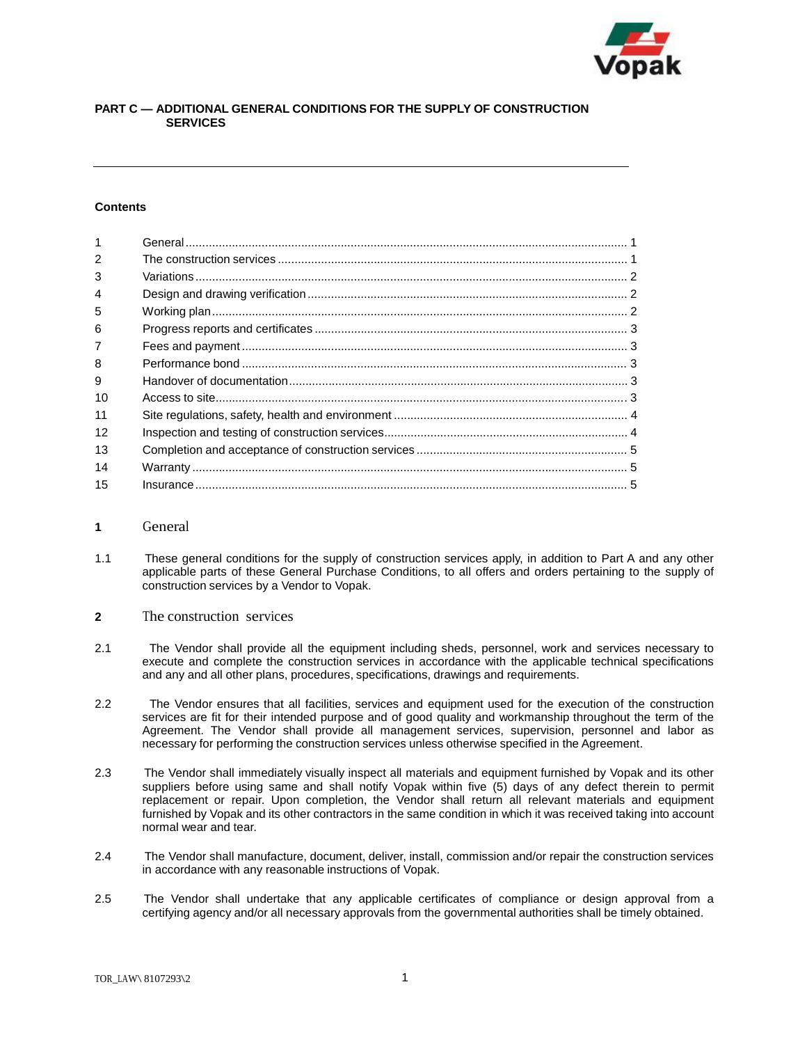**PART C — ADDITIONAL GENERAL CONDITIONS FOR THE SUPPLY OF CONSTRUCTION SERVICES**

---

**Contents**

| | | |
|---|---|---|
| 1 | General | 1 |
| 2 | The construction services | 1 |
| 3 | Variations | 2 |
| 4 | Design and drawing verification | 2 |
| 5 | Working plan | 2 |
| 6 | Progress reports and certificates | 3 |
| 7 | Fees and payment | 3 |
| 8 | Performance bond | 3 |
| 9 | Handover of documentation | 3 |
| 10 | Access to site | 3 |
| 11 | Site regulations, safety, health and environment | 4 |
| 12 | Inspection and testing of construction services | 4 |
| 13 | Completion and acceptance of construction services | 5 |
| 14 | Warranty | 5 |
| 15 | Insurance | 5 |

## 1 General

1.1 These general conditions for the supply of construction services apply, in addition to Part A and any other applicable parts of these General Purchase Conditions, to all offers and orders pertaining to the supply of construction services by a Vendor to Vopak.

## 2 The construction services

2.1 The Vendor shall provide all the equipment including sheds, personnel, work and services necessary to execute and complete the construction services in accordance with the applicable technical specifications and any and all other plans, procedures, specifications, drawings and requirements.

2.2 The Vendor ensures that all facilities, services and equipment used for the execution of the construction services are fit for their intended purpose and of good quality and workmanship throughout the term of the Agreement. The Vendor shall provide all management services, supervision, personnel and labor as necessary for performing the construction services unless otherwise specified in the Agreement.

2.3 The Vendor shall immediately visually inspect all materials and equipment furnished by Vopak and its other suppliers before using same and shall notify Vopak within five (5) days of any defect therein to permit replacement or repair. Upon completion, the Vendor shall return all relevant materials and equipment furnished by Vopak and its other contractors in the same condition in which it was received taking into account normal wear and tear.

2.4 The Vendor shall manufacture, document, deliver, install, commission and/or repair the construction services in accordance with any reasonable instructions of Vopak.

2.5 The Vendor shall undertake that any applicable certificates of compliance or design approval from a certifying agency and/or all necessary approvals from the governmental authorities shall be timely obtained.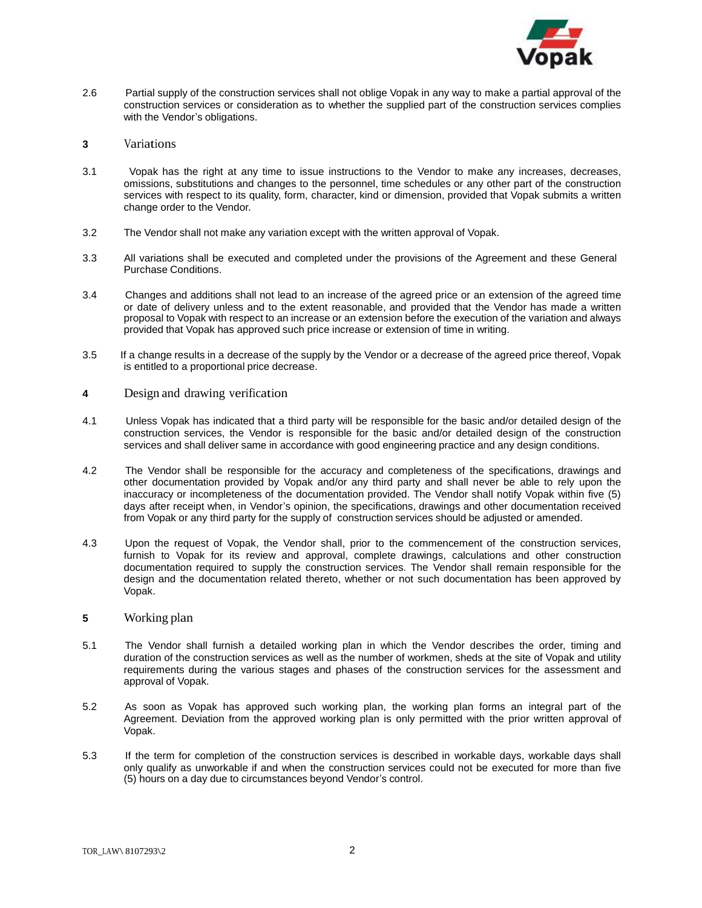2.6 Partial supply of the construction services shall not oblige Vopak in any way to make a partial approval of the construction services or consideration as to whether the supplied part of the construction services complies with the Vendor's obligations.

## 3 Variations

3.1 Vopak has the right at any time to issue instructions to the Vendor to make any increases, decreases, omissions, substitutions and changes to the personnel, time schedules or any other part of the construction services with respect to its quality, form, character, kind or dimension, provided that Vopak submits a written change order to the Vendor.

3.2 The Vendor shall not make any variation except with the written approval of Vopak.

3.3 All variations shall be executed and completed under the provisions of the Agreement and these General Purchase Conditions.

3.4 Changes and additions shall not lead to an increase of the agreed price or an extension of the agreed time or date of delivery unless and to the extent reasonable, and provided that the Vendor has made a written proposal to Vopak with respect to an increase or an extension before the execution of the variation and always provided that Vopak has approved such price increase or extension of time in writing.

3.5 If a change results in a decrease of the supply by the Vendor or a decrease of the agreed price thereof, Vopak is entitled to a proportional price decrease.

## 4 Design and drawing verification

4.1 Unless Vopak has indicated that a third party will be responsible for the basic and/or detailed design of the construction services, the Vendor is responsible for the basic and/or detailed design of the construction services and shall deliver same in accordance with good engineering practice and any design conditions.

4.2 The Vendor shall be responsible for the accuracy and completeness of the specifications, drawings and other documentation provided by Vopak and/or any third party and shall never be able to rely upon the inaccuracy or incompleteness of the documentation provided. The Vendor shall notify Vopak within five (5) days after receipt when, in Vendor's opinion, the specifications, drawings and other documentation received from Vopak or any third party for the supply of construction services should be adjusted or amended.

4.3 Upon the request of Vopak, the Vendor shall, prior to the commencement of the construction services, furnish to Vopak for its review and approval, complete drawings, calculations and other construction documentation required to supply the construction services. The Vendor shall remain responsible for the design and the documentation related thereto, whether or not such documentation has been approved by Vopak.

## 5 Working plan

5.1 The Vendor shall furnish a detailed working plan in which the Vendor describes the order, timing and duration of the construction services as well as the number of workmen, sheds at the site of Vopak and utility requirements during the various stages and phases of the construction services for the assessment and approval of Vopak.

5.2 As soon as Vopak has approved such working plan, the working plan forms an integral part of the Agreement. Deviation from the approved working plan is only permitted with the prior written approval of Vopak.

5.3 If the term for completion of the construction services is described in workable days, workable days shall only qualify as unworkable if and when the construction services could not be executed for more than five (5) hours on a day due to circumstances beyond Vendor's control.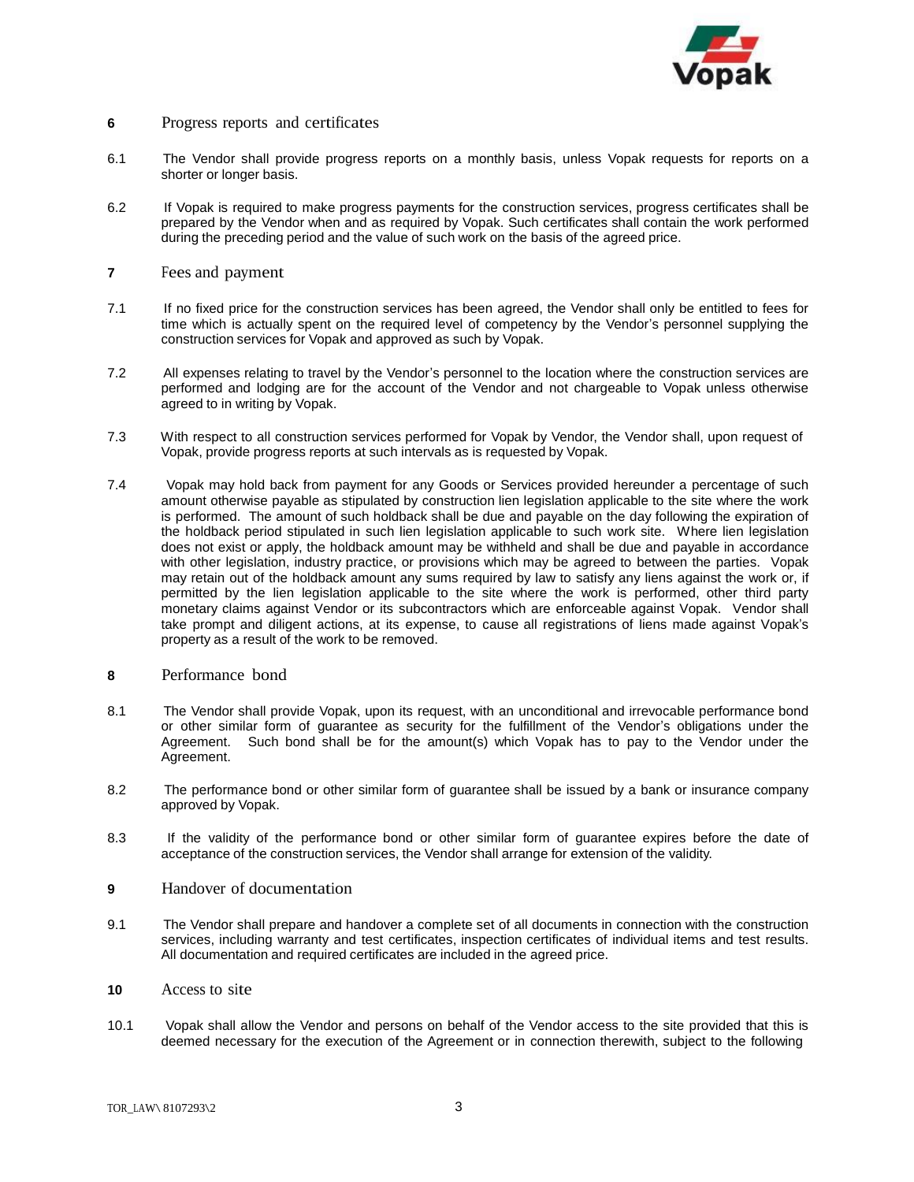## 6 Progress reports and certificates

6.1 The Vendor shall provide progress reports on a monthly basis, unless Vopak requests for reports on a shorter or longer basis.

6.2 If Vopak is required to make progress payments for the construction services, progress certificates shall be prepared by the Vendor when and as required by Vopak. Such certificates shall contain the work performed during the preceding period and the value of such work on the basis of the agreed price.

## 7 Fees and payment

7.1 If no fixed price for the construction services has been agreed, the Vendor shall only be entitled to fees for time which is actually spent on the required level of competency by the Vendor's personnel supplying the construction services for Vopak and approved as such by Vopak.

7.2 All expenses relating to travel by the Vendor's personnel to the location where the construction services are performed and lodging are for the account of the Vendor and not chargeable to Vopak unless otherwise agreed to in writing by Vopak.

7.3 With respect to all construction services performed for Vopak by Vendor, the Vendor shall, upon request of Vopak, provide progress reports at such intervals as is requested by Vopak.

7.4 Vopak may hold back from payment for any Goods or Services provided hereunder a percentage of such amount otherwise payable as stipulated by construction lien legislation applicable to the site where the work is performed. The amount of such holdback shall be due and payable on the day following the expiration of the holdback period stipulated in such lien legislation applicable to such work site. Where lien legislation does not exist or apply, the holdback amount may be withheld and shall be due and payable in accordance with other legislation, industry practice, or provisions which may be agreed to between the parties. Vopak may retain out of the holdback amount any sums required by law to satisfy any liens against the work or, if permitted by the lien legislation applicable to the site where the work is performed, other third party monetary claims against Vendor or its subcontractors which are enforceable against Vopak. Vendor shall take prompt and diligent actions, at its expense, to cause all registrations of liens made against Vopak's property as a result of the work to be removed.

## 8 Performance bond

8.1 The Vendor shall provide Vopak, upon its request, with an unconditional and irrevocable performance bond or other similar form of guarantee as security for the fulfillment of the Vendor's obligations under the Agreement. Such bond shall be for the amount(s) which Vopak has to pay to the Vendor under the Agreement.

8.2 The performance bond or other similar form of guarantee shall be issued by a bank or insurance company approved by Vopak.

8.3 If the validity of the performance bond or other similar form of guarantee expires before the date of acceptance of the construction services, the Vendor shall arrange for extension of the validity.

## 9 Handover of documentation

9.1 The Vendor shall prepare and handover a complete set of all documents in connection with the construction services, including warranty and test certificates, inspection certificates of individual items and test results. All documentation and required certificates are included in the agreed price.

## 10 Access to site

10.1 Vopak shall allow the Vendor and persons on behalf of the Vendor access to the site provided that this is deemed necessary for the execution of the Agreement or in connection therewith, subject to the following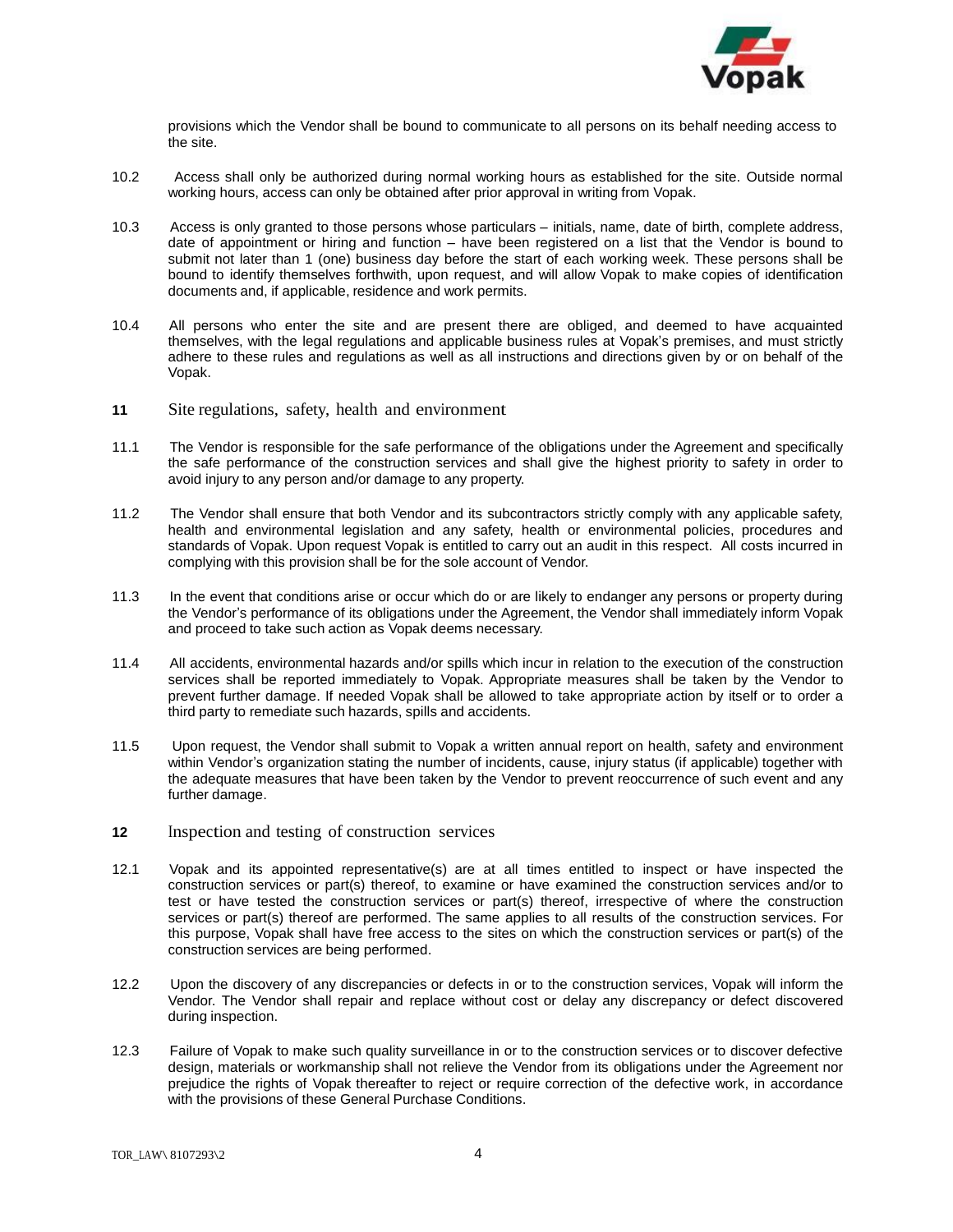provisions which the Vendor shall be bound to communicate to all persons on its behalf needing access to the site.

10.2 Access shall only be authorized during normal working hours as established for the site. Outside normal working hours, access can only be obtained after prior approval in writing from Vopak.

10.3 Access is only granted to those persons whose particulars – initials, name, date of birth, complete address, date of appointment or hiring and function – have been registered on a list that the Vendor is bound to submit not later than 1 (one) business day before the start of each working week. These persons shall be bound to identify themselves forthwith, upon request, and will allow Vopak to make copies of identification documents and, if applicable, residence and work permits.

10.4 All persons who enter the site and are present there are obliged, and deemed to have acquainted themselves, with the legal regulations and applicable business rules at Vopak's premises, and must strictly adhere to these rules and regulations as well as all instructions and directions given by or on behalf of the Vopak.

## 11 Site regulations, safety, health and environment

11.1 The Vendor is responsible for the safe performance of the obligations under the Agreement and specifically the safe performance of the construction services and shall give the highest priority to safety in order to avoid injury to any person and/or damage to any property.

11.2 The Vendor shall ensure that both Vendor and its subcontractors strictly comply with any applicable safety, health and environmental legislation and any safety, health or environmental policies, procedures and standards of Vopak. Upon request Vopak is entitled to carry out an audit in this respect. All costs incurred in complying with this provision shall be for the sole account of Vendor.

11.3 In the event that conditions arise or occur which do or are likely to endanger any persons or property during the Vendor's performance of its obligations under the Agreement, the Vendor shall immediately inform Vopak and proceed to take such action as Vopak deems necessary.

11.4 All accidents, environmental hazards and/or spills which incur in relation to the execution of the construction services shall be reported immediately to Vopak. Appropriate measures shall be taken by the Vendor to prevent further damage. If needed Vopak shall be allowed to take appropriate action by itself or to order a third party to remediate such hazards, spills and accidents.

11.5 Upon request, the Vendor shall submit to Vopak a written annual report on health, safety and environment within Vendor's organization stating the number of incidents, cause, injury status (if applicable) together with the adequate measures that have been taken by the Vendor to prevent reoccurrence of such event and any further damage.

## 12 Inspection and testing of construction services

12.1 Vopak and its appointed representative(s) are at all times entitled to inspect or have inspected the construction services or part(s) thereof, to examine or have examined the construction services and/or to test or have tested the construction services or part(s) thereof, irrespective of where the construction services or part(s) thereof are performed. The same applies to all results of the construction services. For this purpose, Vopak shall have free access to the sites on which the construction services or part(s) of the construction services are being performed.

12.2 Upon the discovery of any discrepancies or defects in or to the construction services, Vopak will inform the Vendor. The Vendor shall repair and replace without cost or delay any discrepancy or defect discovered during inspection.

12.3 Failure of Vopak to make such quality surveillance in or to the construction services or to discover defective design, materials or workmanship shall not relieve the Vendor from its obligations under the Agreement nor prejudice the rights of Vopak thereafter to reject or require correction of the defective work, in accordance with the provisions of these General Purchase Conditions.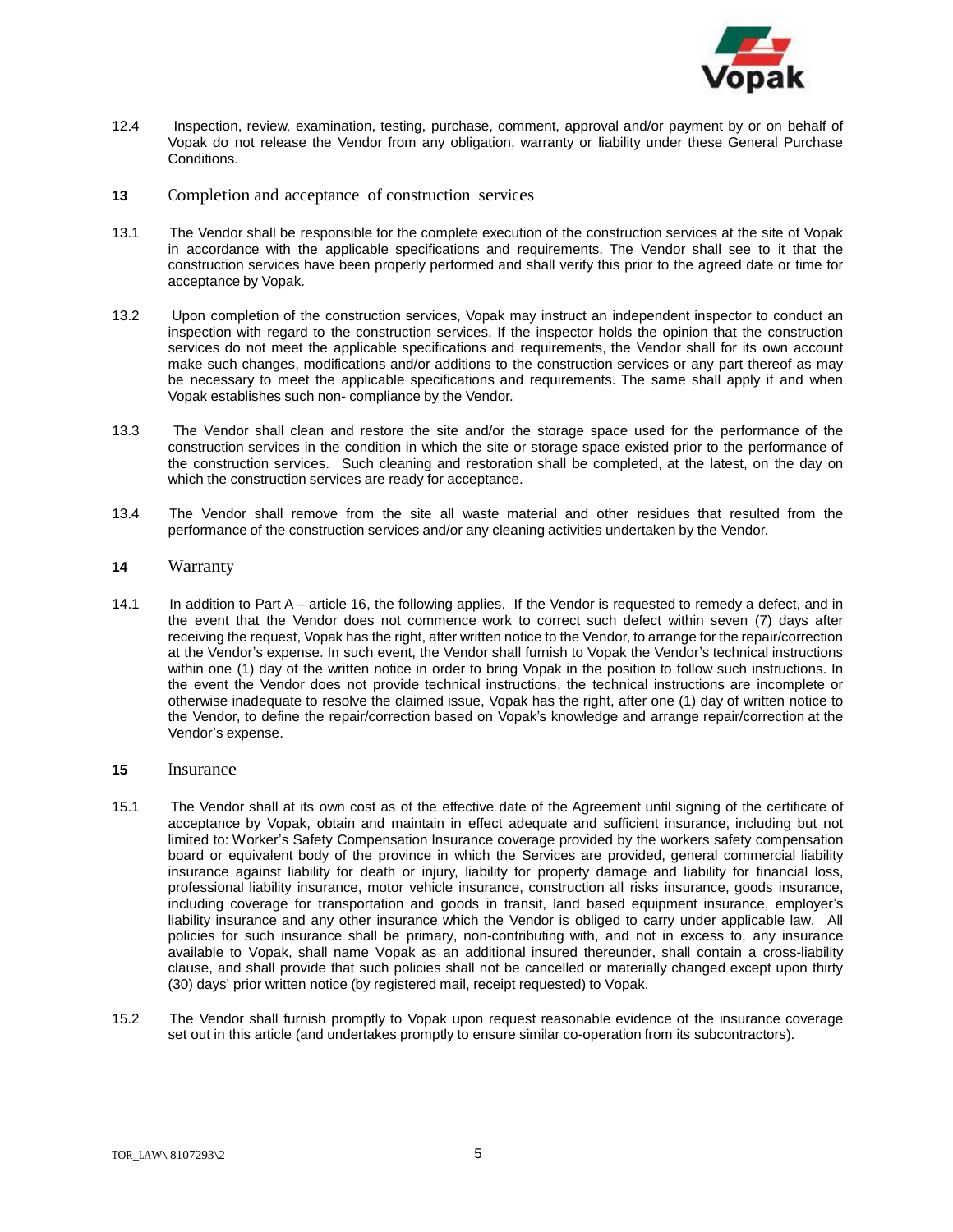12.4 Inspection, review, examination, testing, purchase, comment, approval and/or payment by or on behalf of Vopak do not release the Vendor from any obligation, warranty or liability under these General Purchase Conditions.

## 13 Completion and acceptance of construction services

13.1 The Vendor shall be responsible for the complete execution of the construction services at the site of Vopak in accordance with the applicable specifications and requirements. The Vendor shall see to it that the construction services have been properly performed and shall verify this prior to the agreed date or time for acceptance by Vopak.

13.2 Upon completion of the construction services, Vopak may instruct an independent inspector to conduct an inspection with regard to the construction services. If the inspector holds the opinion that the construction services do not meet the applicable specifications and requirements, the Vendor shall for its own account make such changes, modifications and/or additions to the construction services or any part thereof as may be necessary to meet the applicable specifications and requirements. The same shall apply if and when Vopak establishes such non- compliance by the Vendor.

13.3 The Vendor shall clean and restore the site and/or the storage space used for the performance of the construction services in the condition in which the site or storage space existed prior to the performance of the construction services. Such cleaning and restoration shall be completed, at the latest, on the day on which the construction services are ready for acceptance.

13.4 The Vendor shall remove from the site all waste material and other residues that resulted from the performance of the construction services and/or any cleaning activities undertaken by the Vendor.

## 14 Warranty

14.1 In addition to Part A – article 16, the following applies. If the Vendor is requested to remedy a defect, and in the event that the Vendor does not commence work to correct such defect within seven (7) days after receiving the request, Vopak has the right, after written notice to the Vendor, to arrange for the repair/correction at the Vendor's expense. In such event, the Vendor shall furnish to Vopak the Vendor's technical instructions within one (1) day of the written notice in order to bring Vopak in the position to follow such instructions. In the event the Vendor does not provide technical instructions, the technical instructions are incomplete or otherwise inadequate to resolve the claimed issue, Vopak has the right, after one (1) day of written notice to the Vendor, to define the repair/correction based on Vopak's knowledge and arrange repair/correction at the Vendor's expense.

## 15 Insurance

15.1 The Vendor shall at its own cost as of the effective date of the Agreement until signing of the certificate of acceptance by Vopak, obtain and maintain in effect adequate and sufficient insurance, including but not limited to: Worker's Safety Compensation Insurance coverage provided by the workers safety compensation board or equivalent body of the province in which the Services are provided, general commercial liability insurance against liability for death or injury, liability for property damage and liability for financial loss, professional liability insurance, motor vehicle insurance, construction all risks insurance, goods insurance, including coverage for transportation and goods in transit, land based equipment insurance, employer's liability insurance and any other insurance which the Vendor is obliged to carry under applicable law. All policies for such insurance shall be primary, non-contributing with, and not in excess to, any insurance available to Vopak, shall name Vopak as an additional insured thereunder, shall contain a cross-liability clause, and shall provide that such policies shall not be cancelled or materially changed except upon thirty (30) days' prior written notice (by registered mail, receipt requested) to Vopak.

15.2 The Vendor shall furnish promptly to Vopak upon request reasonable evidence of the insurance coverage set out in this article (and undertakes promptly to ensure similar co-operation from its subcontractors).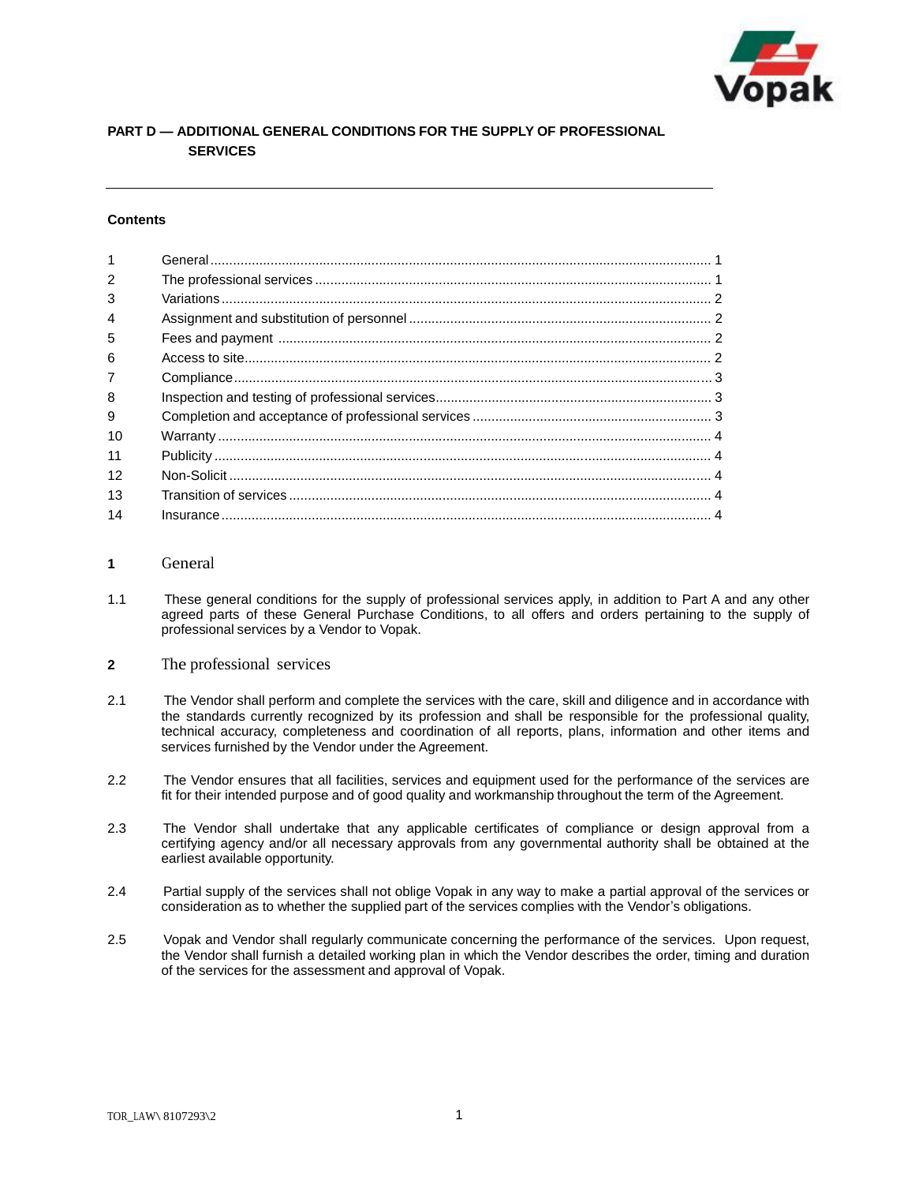## PART D — ADDITIONAL GENERAL CONDITIONS FOR THE SUPPLY OF PROFESSIONAL SERVICES

---

**Contents**

| | | |
|---|---|---|
| 1 | General | 1 |
| 2 | The professional services | 1 |
| 3 | Variations | 2 |
| 4 | Assignment and substitution of personnel | 2 |
| 5 | Fees and payment | 2 |
| 6 | Access to site | 2 |
| 7 | Compliance | 3 |
| 8 | Inspection and testing of professional services | 3 |
| 9 | Completion and acceptance of professional services | 3 |
| 10 | Warranty | 4 |
| 11 | Publicity | 4 |
| 12 | Non-Solicit | 4 |
| 13 | Transition of services | 4 |
| 14 | Insurance | 4 |

### 1 General

1.1 These general conditions for the supply of professional services apply, in addition to Part A and any other agreed parts of these General Purchase Conditions, to all offers and orders pertaining to the supply of professional services by a Vendor to Vopak.

### 2 The professional services

2.1 The Vendor shall perform and complete the services with the care, skill and diligence and in accordance with the standards currently recognized by its profession and shall be responsible for the professional quality, technical accuracy, completeness and coordination of all reports, plans, information and other items and services furnished by the Vendor under the Agreement.

2.2 The Vendor ensures that all facilities, services and equipment used for the performance of the services are fit for their intended purpose and of good quality and workmanship throughout the term of the Agreement.

2.3 The Vendor shall undertake that any applicable certificates of compliance or design approval from a certifying agency and/or all necessary approvals from any governmental authority shall be obtained at the earliest available opportunity.

2.4 Partial supply of the services shall not oblige Vopak in any way to make a partial approval of the services or consideration as to whether the supplied part of the services complies with the Vendor's obligations.

2.5 Vopak and Vendor shall regularly communicate concerning the performance of the services. Upon request, the Vendor shall furnish a detailed working plan in which the Vendor describes the order, timing and duration of the services for the assessment and approval of Vopak.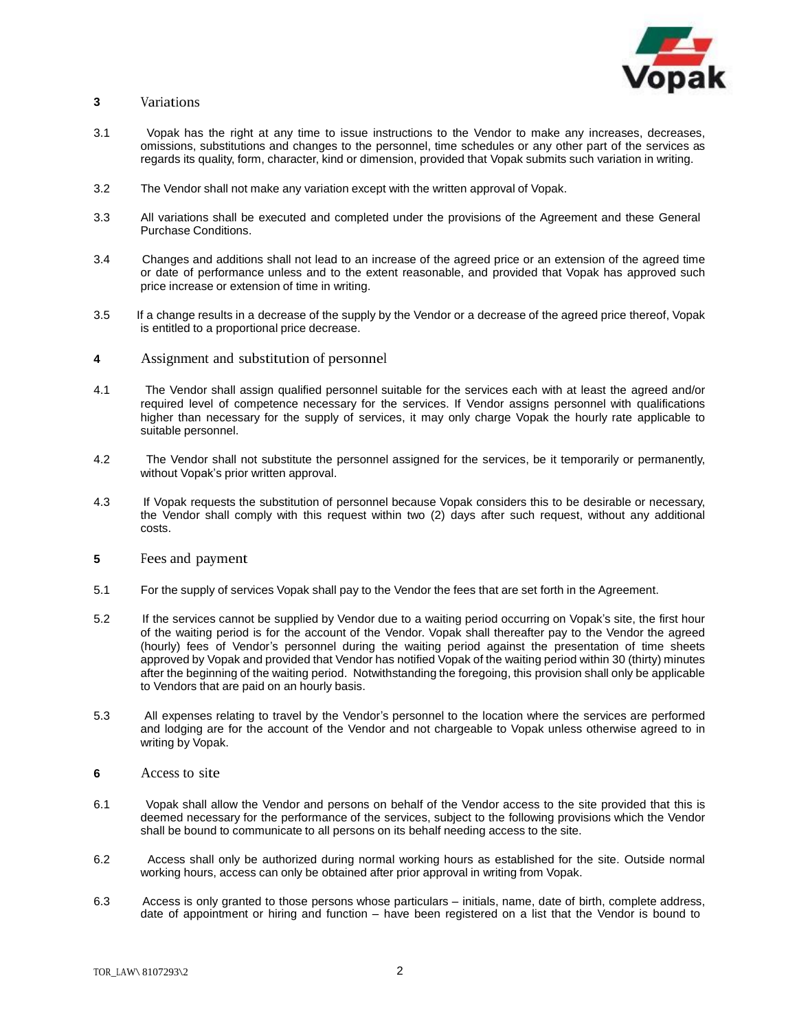## 3 Variations

3.1 Vopak has the right at any time to issue instructions to the Vendor to make any increases, decreases, omissions, substitutions and changes to the personnel, time schedules or any other part of the services as regards its quality, form, character, kind or dimension, provided that Vopak submits such variation in writing.

3.2 The Vendor shall not make any variation except with the written approval of Vopak.

3.3 All variations shall be executed and completed under the provisions of the Agreement and these General Purchase Conditions.

3.4 Changes and additions shall not lead to an increase of the agreed price or an extension of the agreed time or date of performance unless and to the extent reasonable, and provided that Vopak has approved such price increase or extension of time in writing.

3.5 If a change results in a decrease of the supply by the Vendor or a decrease of the agreed price thereof, Vopak is entitled to a proportional price decrease.

## 4 Assignment and substitution of personnel

4.1 The Vendor shall assign qualified personnel suitable for the services each with at least the agreed and/or required level of competence necessary for the services. If Vendor assigns personnel with qualifications higher than necessary for the supply of services, it may only charge Vopak the hourly rate applicable to suitable personnel.

4.2 The Vendor shall not substitute the personnel assigned for the services, be it temporarily or permanently, without Vopak's prior written approval.

4.3 If Vopak requests the substitution of personnel because Vopak considers this to be desirable or necessary, the Vendor shall comply with this request within two (2) days after such request, without any additional costs.

## 5 Fees and payment

5.1 For the supply of services Vopak shall pay to the Vendor the fees that are set forth in the Agreement.

5.2 If the services cannot be supplied by Vendor due to a waiting period occurring on Vopak's site, the first hour of the waiting period is for the account of the Vendor. Vopak shall thereafter pay to the Vendor the agreed (hourly) fees of Vendor's personnel during the waiting period against the presentation of time sheets approved by Vopak and provided that Vendor has notified Vopak of the waiting period within 30 (thirty) minutes after the beginning of the waiting period. Notwithstanding the foregoing, this provision shall only be applicable to Vendors that are paid on an hourly basis.

5.3 All expenses relating to travel by the Vendor's personnel to the location where the services are performed and lodging are for the account of the Vendor and not chargeable to Vopak unless otherwise agreed to in writing by Vopak.

## 6 Access to site

6.1 Vopak shall allow the Vendor and persons on behalf of the Vendor access to the site provided that this is deemed necessary for the performance of the services, subject to the following provisions which the Vendor shall be bound to communicate to all persons on its behalf needing access to the site.

6.2 Access shall only be authorized during normal working hours as established for the site. Outside normal working hours, access can only be obtained after prior approval in writing from Vopak.

6.3 Access is only granted to those persons whose particulars – initials, name, date of birth, complete address, date of appointment or hiring and function – have been registered on a list that the Vendor is bound to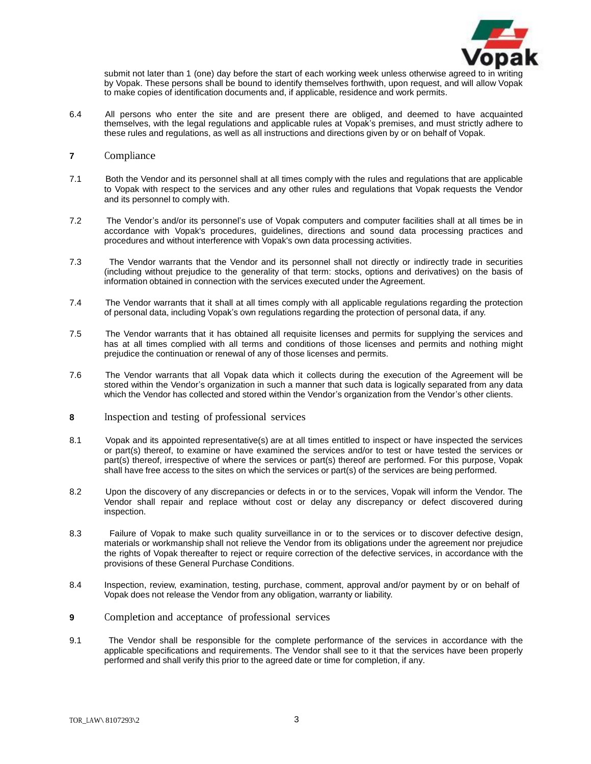submit not later than 1 (one) day before the start of each working week unless otherwise agreed to in writing by Vopak. These persons shall be bound to identify themselves forthwith, upon request, and will allow Vopak to make copies of identification documents and, if applicable, residence and work permits.

6.4 All persons who enter the site and are present there are obliged, and deemed to have acquainted themselves, with the legal regulations and applicable rules at Vopak's premises, and must strictly adhere to these rules and regulations, as well as all instructions and directions given by or on behalf of Vopak.

## 7 Compliance

7.1 Both the Vendor and its personnel shall at all times comply with the rules and regulations that are applicable to Vopak with respect to the services and any other rules and regulations that Vopak requests the Vendor and its personnel to comply with.

7.2 The Vendor's and/or its personnel's use of Vopak computers and computer facilities shall at all times be in accordance with Vopak's procedures, guidelines, directions and sound data processing practices and procedures and without interference with Vopak's own data processing activities.

7.3 The Vendor warrants that the Vendor and its personnel shall not directly or indirectly trade in securities (including without prejudice to the generality of that term: stocks, options and derivatives) on the basis of information obtained in connection with the services executed under the Agreement.

7.4 The Vendor warrants that it shall at all times comply with all applicable regulations regarding the protection of personal data, including Vopak's own regulations regarding the protection of personal data, if any.

7.5 The Vendor warrants that it has obtained all requisite licenses and permits for supplying the services and has at all times complied with all terms and conditions of those licenses and permits and nothing might prejudice the continuation or renewal of any of those licenses and permits.

7.6 The Vendor warrants that all Vopak data which it collects during the execution of the Agreement will be stored within the Vendor's organization in such a manner that such data is logically separated from any data which the Vendor has collected and stored within the Vendor's organization from the Vendor's other clients.

## 8 Inspection and testing of professional services

8.1 Vopak and its appointed representative(s) are at all times entitled to inspect or have inspected the services or part(s) thereof, to examine or have examined the services and/or to test or have tested the services or part(s) thereof, irrespective of where the services or part(s) thereof are performed. For this purpose, Vopak shall have free access to the sites on which the services or part(s) of the services are being performed.

8.2 Upon the discovery of any discrepancies or defects in or to the services, Vopak will inform the Vendor. The Vendor shall repair and replace without cost or delay any discrepancy or defect discovered during inspection.

8.3 Failure of Vopak to make such quality surveillance in or to the services or to discover defective design, materials or workmanship shall not relieve the Vendor from its obligations under the agreement nor prejudice the rights of Vopak thereafter to reject or require correction of the defective services, in accordance with the provisions of these General Purchase Conditions.

8.4 Inspection, review, examination, testing, purchase, comment, approval and/or payment by or on behalf of Vopak does not release the Vendor from any obligation, warranty or liability.

## 9 Completion and acceptance of professional services

9.1 The Vendor shall be responsible for the complete performance of the services in accordance with the applicable specifications and requirements. The Vendor shall see to it that the services have been properly performed and shall verify this prior to the agreed date or time for completion, if any.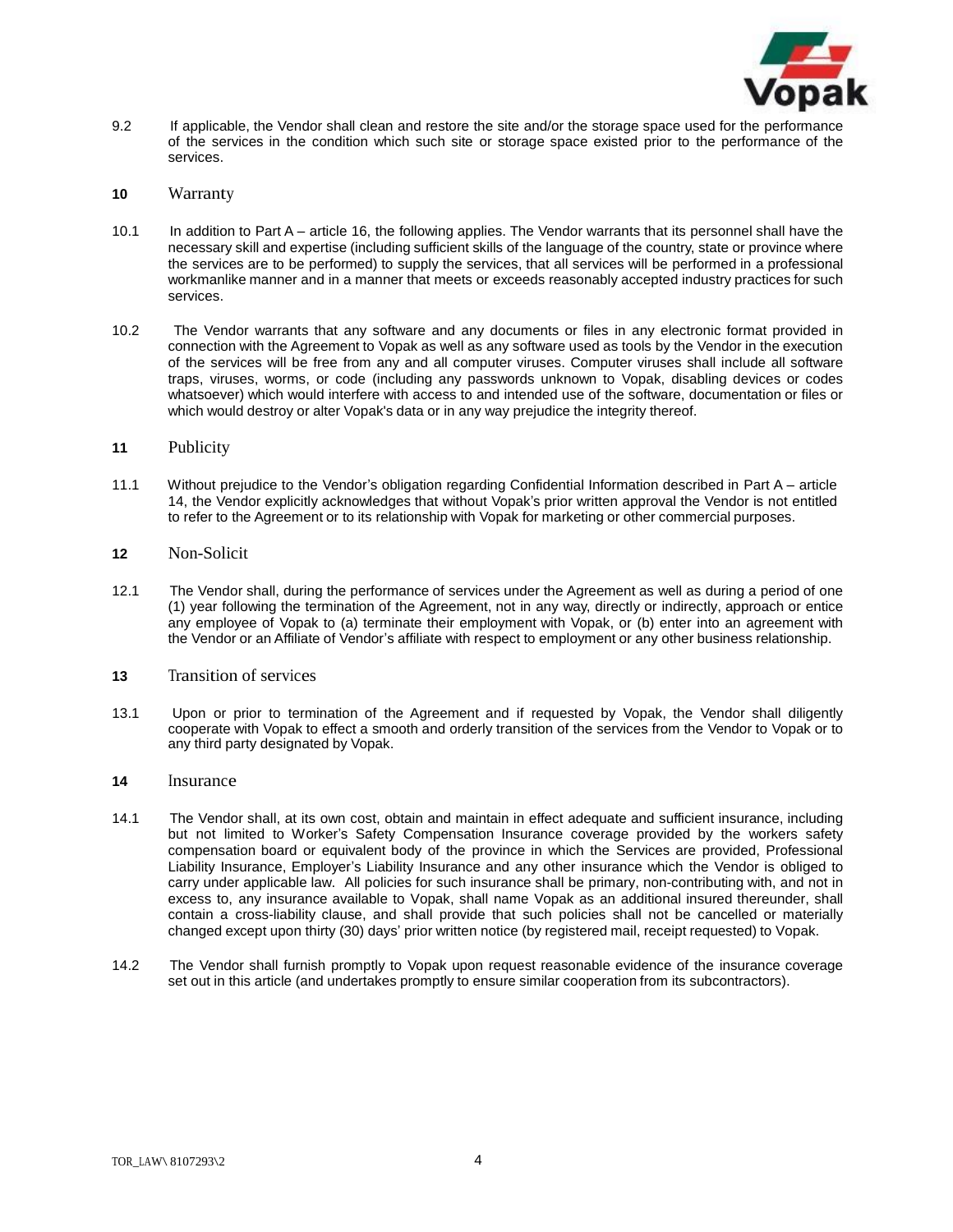9.2 If applicable, the Vendor shall clean and restore the site and/or the storage space used for the performance of the services in the condition which such site or storage space existed prior to the performance of the services.

## 10 Warranty

10.1 In addition to Part A – article 16, the following applies. The Vendor warrants that its personnel shall have the necessary skill and expertise (including sufficient skills of the language of the country, state or province where the services are to be performed) to supply the services, that all services will be performed in a professional workmanlike manner and in a manner that meets or exceeds reasonably accepted industry practices for such services.

10.2 The Vendor warrants that any software and any documents or files in any electronic format provided in connection with the Agreement to Vopak as well as any software used as tools by the Vendor in the execution of the services will be free from any and all computer viruses. Computer viruses shall include all software traps, viruses, worms, or code (including any passwords unknown to Vopak, disabling devices or codes whatsoever) which would interfere with access to and intended use of the software, documentation or files or which would destroy or alter Vopak's data or in any way prejudice the integrity thereof.

## 11 Publicity

11.1 Without prejudice to the Vendor's obligation regarding Confidential Information described in Part A – article 14, the Vendor explicitly acknowledges that without Vopak's prior written approval the Vendor is not entitled to refer to the Agreement or to its relationship with Vopak for marketing or other commercial purposes.

## 12 Non-Solicit

12.1 The Vendor shall, during the performance of services under the Agreement as well as during a period of one (1) year following the termination of the Agreement, not in any way, directly or indirectly, approach or entice any employee of Vopak to (a) terminate their employment with Vopak, or (b) enter into an agreement with the Vendor or an Affiliate of Vendor's affiliate with respect to employment or any other business relationship.

## 13 Transition of services

13.1 Upon or prior to termination of the Agreement and if requested by Vopak, the Vendor shall diligently cooperate with Vopak to effect a smooth and orderly transition of the services from the Vendor to Vopak or to any third party designated by Vopak.

## 14 Insurance

14.1 The Vendor shall, at its own cost, obtain and maintain in effect adequate and sufficient insurance, including but not limited to Worker's Safety Compensation Insurance coverage provided by the workers safety compensation board or equivalent body of the province in which the Services are provided, Professional Liability Insurance, Employer's Liability Insurance and any other insurance which the Vendor is obliged to carry under applicable law. All policies for such insurance shall be primary, non-contributing with, and not in excess to, any insurance available to Vopak, shall name Vopak as an additional insured thereunder, shall contain a cross-liability clause, and shall provide that such policies shall not be cancelled or materially changed except upon thirty (30) days' prior written notice (by registered mail, receipt requested) to Vopak.

14.2 The Vendor shall furnish promptly to Vopak upon request reasonable evidence of the insurance coverage set out in this article (and undertakes promptly to ensure similar cooperation from its subcontractors).

TOR_LAW\ 8107293\2